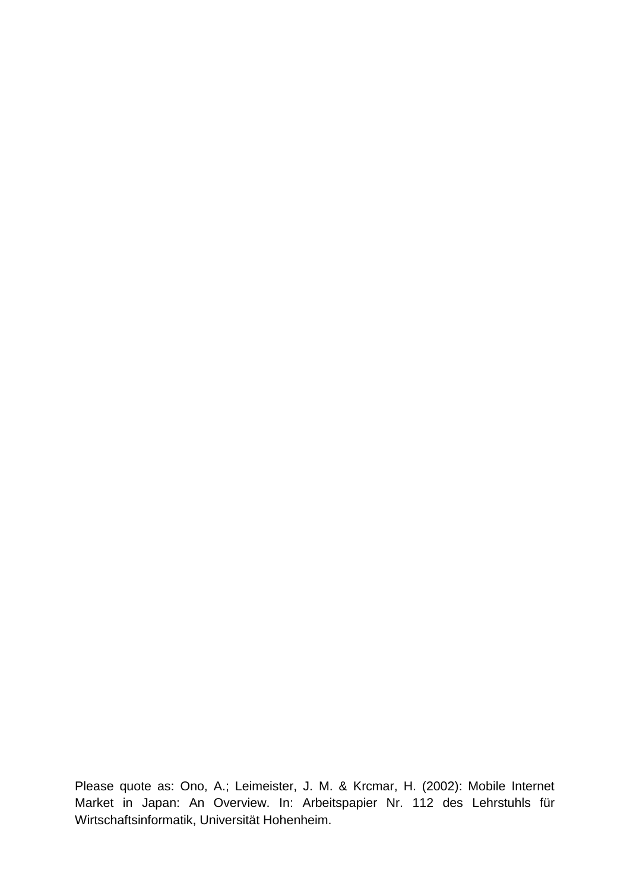Please quote as: Ono, A.; Leimeister, J. M. & Krcmar, H. (2002): Mobile Internet Market in Japan: An Overview. In: Arbeitspapier Nr. 112 des Lehrstuhls für Wirtschaftsinformatik, Universität Hohenheim.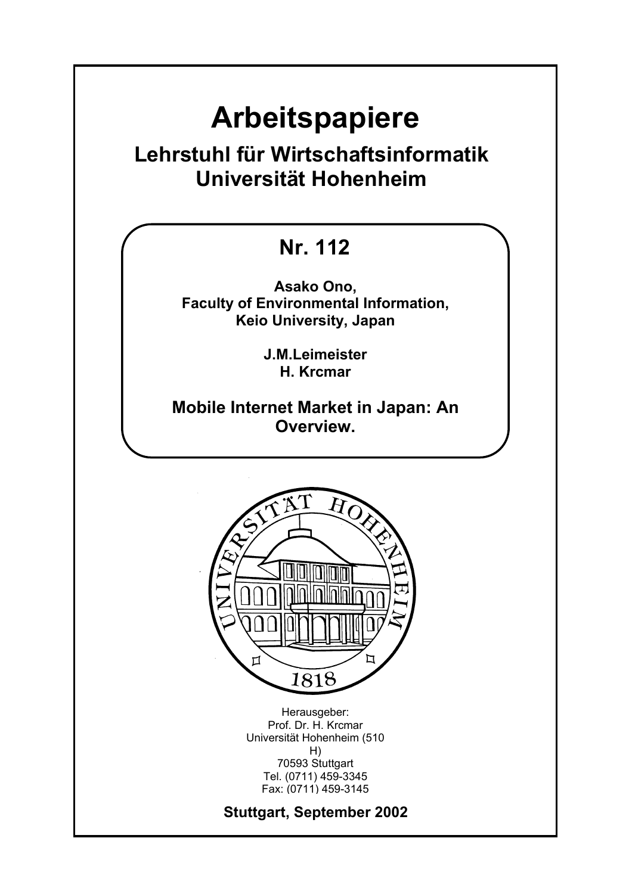# Arbeitspapiere

## Lehrstuhl für Wirtschaftsinformatik
## Universität Hohenheim

### Nr. 112

**Asako Ono,**
**Faculty of Environmental Information,**
**Keio University, Japan**

**J.M.Leimeister**
**H. Krcmar**

**Mobile Internet Market in Japan: An Overview.**

Herausgeber:
Prof. Dr. H. Krcmar
Universität Hohenheim (510 H)
70593 Stuttgart
Tel. (0711) 459-3345
Fax: (0711) 459-3145

**Stuttgart, September 2002**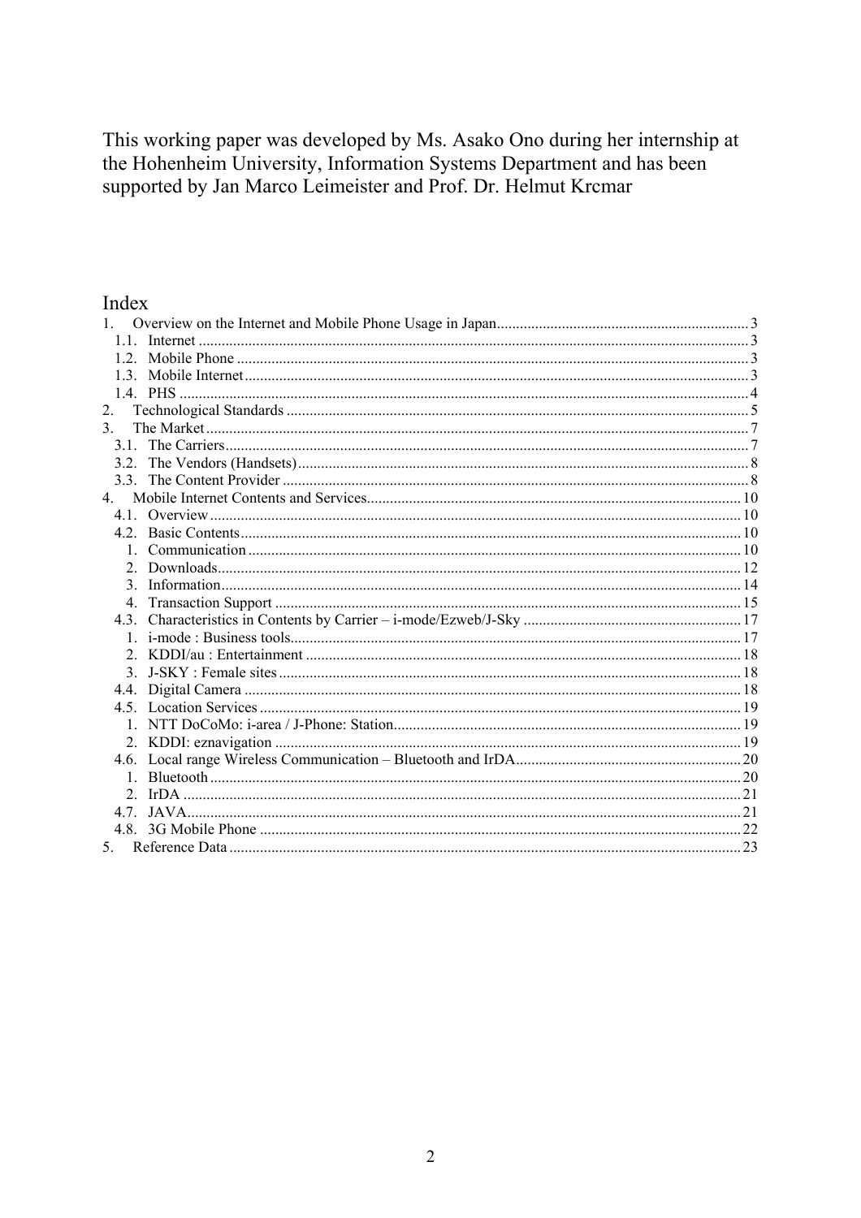This working paper was developed by Ms. Asako Ono during her internship at the Hohenheim University, Information Systems Department and has been supported by Jan Marco Leimeister and Prof. Dr. Helmut Krcmar

## Index

1. Overview on the Internet and Mobile Phone Usage in Japan ..... 3
   - 1.1. Internet ..... 3
   - 1.2. Mobile Phone ..... 3
   - 1.3. Mobile Internet ..... 3
   - 1.4. PHS ..... 4
2. Technological Standards ..... 5
3. The Market ..... 7
   - 3.1. The Carriers ..... 7
   - 3.2. The Vendors (Handsets) ..... 8
   - 3.3. The Content Provider ..... 8
4. Mobile Internet Contents and Services ..... 10
   - 4.1. Overview ..... 10
   - 4.2. Basic Contents ..... 10
     1. Communication ..... 10
     2. Downloads ..... 12
     3. Information ..... 14
     4. Transaction Support ..... 15
   - 4.3. Characteristics in Contents by Carrier – i-mode/Ezweb/J-Sky ..... 17
     1. i-mode : Business tools ..... 17
     2. KDDI/au : Entertainment ..... 18
     3. J-SKY : Female sites ..... 18
   - 4.4. Digital Camera ..... 18
   - 4.5. Location Services ..... 19
     1. NTT DoCoMo: i-area / J-Phone: Station ..... 19
     2. KDDI: eznavigation ..... 19
   - 4.6. Local range Wireless Communication – Bluetooth and IrDA ..... 20
     1. Bluetooth ..... 20
     2. IrDA ..... 21
   - 4.7. JAVA ..... 21
   - 4.8. 3G Mobile Phone ..... 22
5. Reference Data ..... 23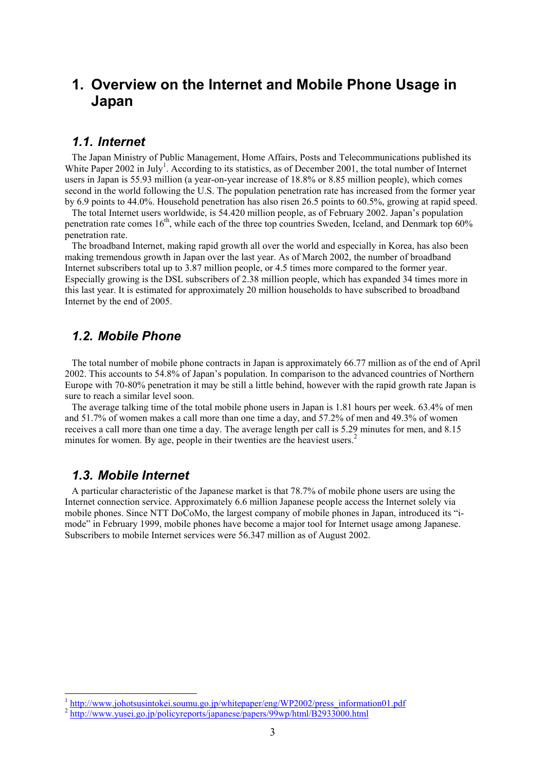# 1. Overview on the Internet and Mobile Phone Usage in Japan

## *1.1. Internet*

The Japan Ministry of Public Management, Home Affairs, Posts and Telecommunications published its White Paper 2002 in July[1]. According to its statistics, as of December 2001, the total number of Internet users in Japan is 55.93 million (a year-on-year increase of 18.8% or 8.85 million people), which comes second in the world following the U.S. The population penetration rate has increased from the former year by 6.9 points to 44.0%. Household penetration has also risen 26.5 points to 60.5%, growing at rapid speed.

The total Internet users worldwide, is 54.420 million people, as of February 2002. Japan's population penetration rate comes 16th, while each of the three top countries Sweden, Iceland, and Denmark top 60% penetration rate.

The broadband Internet, making rapid growth all over the world and especially in Korea, has also been making tremendous growth in Japan over the last year. As of March 2002, the number of broadband Internet subscribers total up to 3.87 million people, or 4.5 times more compared to the former year. Especially growing is the DSL subscribers of 2.38 million people, which has expanded 34 times more in this last year. It is estimated for approximately 20 million households to have subscribed to broadband Internet by the end of 2005.

## *1.2. Mobile Phone*

The total number of mobile phone contracts in Japan is approximately 66.77 million as of the end of April 2002. This accounts to 54.8% of Japan's population. In comparison to the advanced countries of Northern Europe with 70-80% penetration it may be still a little behind, however with the rapid growth rate Japan is sure to reach a similar level soon.

The average talking time of the total mobile phone users in Japan is 1.81 hours per week. 63.4% of men and 51.7% of women makes a call more than one time a day, and 57.2% of men and 49.3% of women receives a call more than one time a day. The average length per call is 5.29 minutes for men, and 8.15 minutes for women. By age, people in their twenties are the heaviest users.[2]

## *1.3. Mobile Internet*

A particular characteristic of the Japanese market is that 78.7% of mobile phone users are using the Internet connection service. Approximately 6.6 million Japanese people access the Internet solely via mobile phones. Since NTT DoCoMo, the largest company of mobile phones in Japan, introduced its "i-mode" in February 1999, mobile phones have become a major tool for Internet usage among Japanese. Subscribers to mobile Internet services were 56.347 million as of August 2002.

---

[1] http://www.johotsusintokei.soumu.go.jp/whitepaper/eng/WP2002/press_information01.pdf

[2] http://www.yusei.go.jp/policyreports/japanese/papers/99wp/html/B2933000.html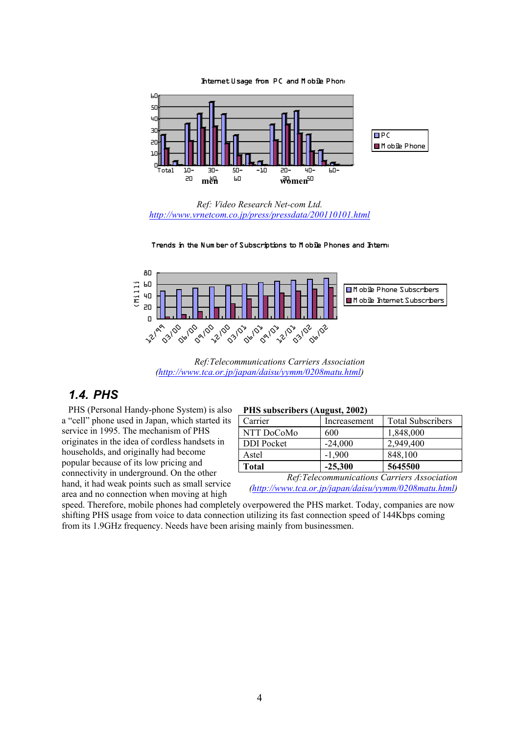Internet Usage from PC and Mobile Phone

Ref: Video Research Net-com Ltd.
http://www.vrnetcom.co.jp/press/pressdata/200110101.html

Trends in the Number of Subscriptions to Mobile Phones and Internet

Ref:Telecommunications Carriers Association
(http://www.tca.or.jp/japan/daisu/yymm/0208matu.html)

## 1.4. PHS

PHS (Personal Handy-phone System) is also a "cell" phone used in Japan, which started its service in 1995. The mechanism of PHS originates in the idea of cordless handsets in households, and originally had become popular because of its low pricing and connectivity in underground. On the other hand, it had weak points such as small service area and no connection when moving at high speed. Therefore, mobile phones had completely overpowered the PHS market. Today, companies are now shifting PHS usage from voice to data connection utilizing its fast connection speed of 144Kbps coming from its 1.9GHz frequency. Needs have been arising mainly from businessmen.

**PHS subscribers (August, 2002)**

| Carrier | Increasement | Total Subscribers |
|---|---|---|
| NTT DoCoMo | 600 | 1,848,000 |
| DDI Pocket | -24,000 | 2,949,400 |
| Astel | -1,900 | 848,100 |
| **Total** | **-25,300** | **5645500** |

*Ref:Telecommunications Carriers Association (http://www.tca.or.jp/japan/daisu/yymm/0208matu.html)*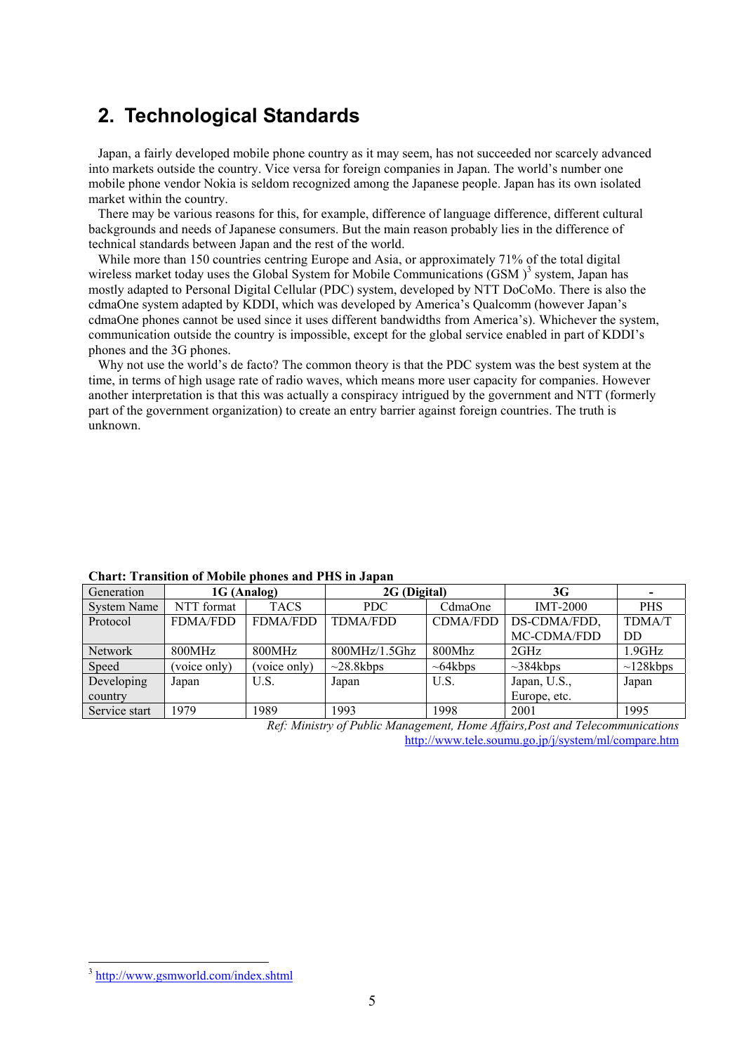## 2. Technological Standards

Japan, a fairly developed mobile phone country as it may seem, has not succeeded nor scarcely advanced into markets outside the country. Vice versa for foreign companies in Japan. The world's number one mobile phone vendor Nokia is seldom recognized among the Japanese people. Japan has its own isolated market within the country.

There may be various reasons for this, for example, difference of language difference, different cultural backgrounds and needs of Japanese consumers. But the main reason probably lies in the difference of technical standards between Japan and the rest of the world.

While more than 150 countries centring Europe and Asia, or approximately 71% of the total digital wireless market today uses the Global System for Mobile Communications (GSM )[3] system, Japan has mostly adapted to Personal Digital Cellular (PDC) system, developed by NTT DoCoMo. There is also the cdmaOne system adapted by KDDI, which was developed by America's Qualcomm (however Japan's cdmaOne phones cannot be used since it uses different bandwidths from America's). Whichever the system, communication outside the country is impossible, except for the global service enabled in part of KDDI's phones and the 3G phones.

Why not use the world's de facto? The common theory is that the PDC system was the best system at the time, in terms of high usage rate of radio waves, which means more user capacity for companies. However another interpretation is that this was actually a conspiracy intrigued by the government and NTT (formerly part of the government organization) to create an entry barrier against foreign countries. The truth is unknown.

**Chart: Transition of Mobile phones and PHS in Japan**

| Generation | 1G (Analog) | | 2G (Digital) | | 3G | - |
|---|---|---|---|---|---|---|
| System Name | NTT format | TACS | PDC | CdmaOne | IMT-2000 | PHS |
| Protocol | FDMA/FDD | FDMA/FDD | TDMA/FDD | CDMA/FDD | DS-CDMA/FDD, MC-CDMA/FDD | TDMA/TDD |
| Network | 800MHz | 800MHz | 800MHz/1.5Ghz | 800Mhz | 2GHz | 1.9GHz |
| Speed | (voice only) | (voice only) | ~28.8kbps | ~64kbps | ~384kbps | ~128kbps |
| Developing country | Japan | U.S. | Japan | U.S. | Japan, U.S., Europe, etc. | Japan |
| Service start | 1979 | 1989 | 1993 | 1998 | 2001 | 1995 |

*Ref: Ministry of Public Management, Home Affairs,Post and Telecommunications*
http://www.tele.soumu.go.jp/j/system/ml/compare.htm

[3] http://www.gsmworld.com/index.shtml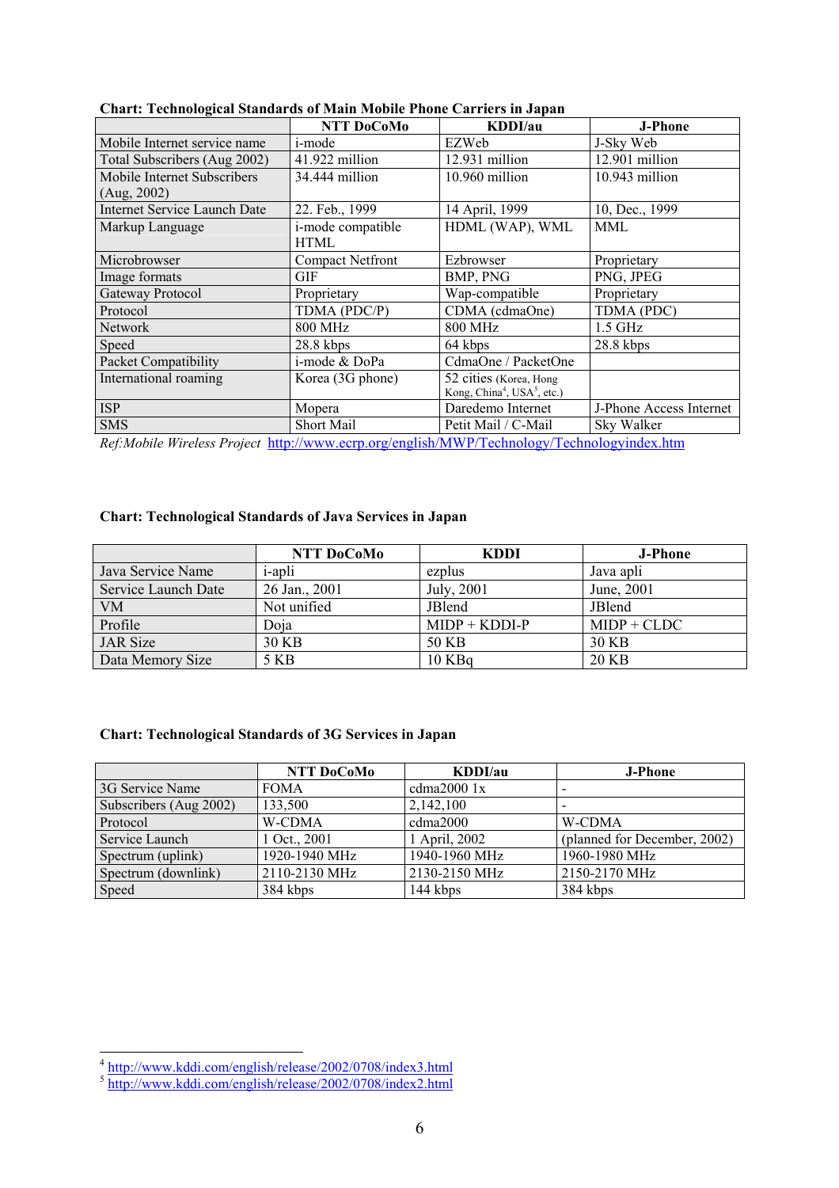**Chart: Technological Standards of Main Mobile Phone Carriers in Japan**

| | NTT DoCoMo | KDDI/au | J-Phone |
|---|---|---|---|
| Mobile Internet service name | i-mode | EZWeb | J-Sky Web |
| Total Subscribers (Aug 2002) | 41.922 million | 12.931 million | 12.901 million |
| Mobile Internet Subscribers (Aug, 2002) | 34.444 million | 10.960 million | 10.943 million |
| Internet Service Launch Date | 22. Feb., 1999 | 14 April, 1999 | 10, Dec., 1999 |
| Markup Language | i-mode compatible HTML | HDML (WAP), WML | MML |
| Microbrowser | Compact Netfront | Ezbrowser | Proprietary |
| Image formats | GIF | BMP, PNG | PNG, JPEG |
| Gateway Protocol | Proprietary | Wap-compatible | Proprietary |
| Protocol | TDMA (PDC/P) | CDMA (cdmaOne) | TDMA (PDC) |
| Network | 800 MHz | 800 MHz | 1.5 GHz |
| Speed | 28.8 kbps | 64 kbps | 28.8 kbps |
| Packet Compatibility | i-mode & DoPa | CdmaOne / PacketOne | |
| International roaming | Korea (3G phone) | 52 cities (Korea, Hong Kong, China[4], USA[5], etc.) | |
| ISP | Mopera | Daredemo Internet | J-Phone Access Internet |
| SMS | Short Mail | Petit Mail / C-Mail | Sky Walker |

*Ref:Mobile Wireless Project* http://www.ecrp.org/english/MWP/Technology/Technologyindex.htm

**Chart: Technological Standards of Java Services in Japan**

| | NTT DoCoMo | KDDI | J-Phone |
|---|---|---|---|
| Java Service Name | i-apli | ezplus | Java apli |
| Service Launch Date | 26 Jan., 2001 | July, 2001 | June, 2001 |
| VM | Not unified | JBlend | JBlend |
| Profile | Doja | MIDP + KDDI-P | MIDP + CLDC |
| JAR Size | 30 KB | 50 KB | 30 KB |
| Data Memory Size | 5 KB | 10 KBq | 20 KB |

**Chart: Technological Standards of 3G Services in Japan**

| | NTT DoCoMo | KDDI/au | J-Phone |
|---|---|---|---|
| 3G Service Name | FOMA | cdma2000 1x | - |
| Subscribers (Aug 2002) | 133,500 | 2,142,100 | - |
| Protocol | W-CDMA | cdma2000 | W-CDMA |
| Service Launch | 1 Oct., 2001 | 1 April, 2002 | (planned for December, 2002) |
| Spectrum (uplink) | 1920-1940 MHz | 1940-1960 MHz | 1960-1980 MHz |
| Spectrum (downlink) | 2110-2130 MHz | 2130-2150 MHz | 2150-2170 MHz |
| Speed | 384 kbps | 144 kbps | 384 kbps |

[4] http://www.kddi.com/english/release/2002/0708/index3.html

[5] http://www.kddi.com/english/release/2002/0708/index2.html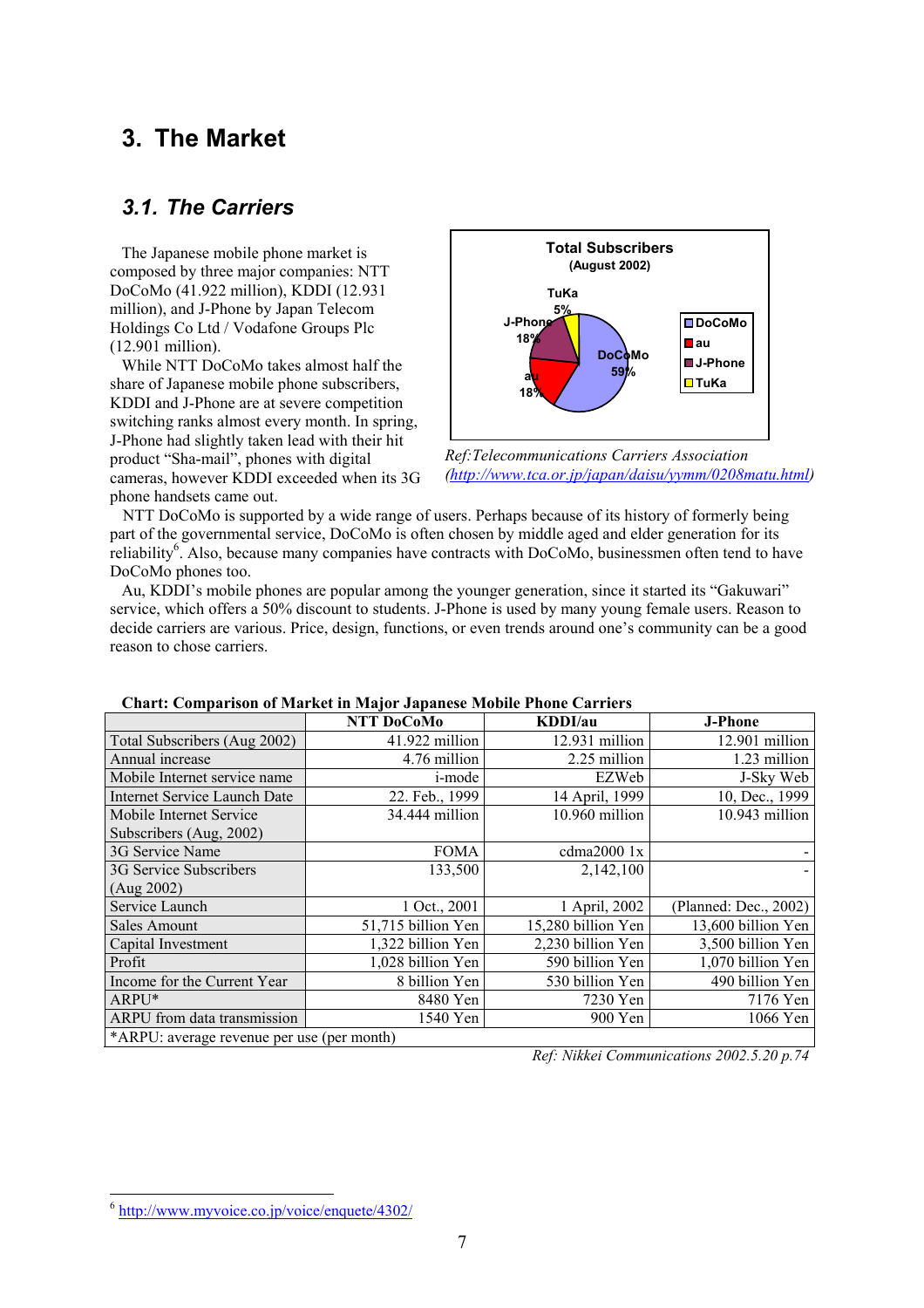# 3. The Market

## 3.1. The Carriers

The Japanese mobile phone market is composed by three major companies: NTT DoCoMo (41.922 million), KDDI (12.931 million), and J-Phone by Japan Telecom Holdings Co Ltd / Vodafone Groups Plc (12.901 million).

While NTT DoCoMo takes almost half the share of Japanese mobile phone subscribers, KDDI and J-Phone are at severe competition switching ranks almost every month. In spring, J-Phone had slightly taken lead with their hit product "Sha-mail", phones with digital cameras, however KDDI exceeded when its 3G phone handsets came out.

**Total Subscribers (August 2002)**

| Carrier | Share |
|---|---|
| DoCoMo | 59% |
| au | 18% |
| J-Phone | 18% |
| TuKa | 5% |

*Ref:Telecommunications Carriers Association (http://www.tca.or.jp/japan/daisu/yymm/0208matu.html)*

NTT DoCoMo is supported by a wide range of users. Perhaps because of its history of formerly being part of the governmental service, DoCoMo is often chosen by middle aged and elder generation for its reliability[6]. Also, because many companies have contracts with DoCoMo, businessmen often tend to have DoCoMo phones too.

Au, KDDI's mobile phones are popular among the younger generation, since it started its "Gakuwari" service, which offers a 50% discount to students. J-Phone is used by many young female users. Reason to decide carriers are various. Price, design, functions, or even trends around one's community can be a good reason to chose carriers.

**Chart: Comparison of Market in Major Japanese Mobile Phone Carriers**

| | NTT DoCoMo | KDDI/au | J-Phone |
|---|---|---|---|
| Total Subscribers (Aug 2002) | 41.922 million | 12.931 million | 12.901 million |
| Annual increase | 4.76 million | 2.25 million | 1.23 million |
| Mobile Internet service name | i-mode | EZWeb | J-Sky Web |
| Internet Service Launch Date | 22. Feb., 1999 | 14 April, 1999 | 10, Dec., 1999 |
| Mobile Internet Service Subscribers (Aug, 2002) | 34.444 million | 10.960 million | 10.943 million |
| 3G Service Name | FOMA | cdma2000 1x | - |
| 3G Service Subscribers (Aug 2002) | 133,500 | 2,142,100 | - |
| Service Launch | 1 Oct., 2001 | 1 April, 2002 | (Planned: Dec., 2002) |
| Sales Amount | 51,715 billion Yen | 15,280 billion Yen | 13,600 billion Yen |
| Capital Investment | 1,322 billion Yen | 2,230 billion Yen | 3,500 billion Yen |
| Profit | 1,028 billion Yen | 590 billion Yen | 1,070 billion Yen |
| Income for the Current Year | 8 billion Yen | 530 billion Yen | 490 billion Yen |
| ARPU* | 8480 Yen | 7230 Yen | 7176 Yen |
| ARPU from data transmission | 1540 Yen | 900 Yen | 1066 Yen |
| *ARPU: average revenue per use (per month) | | | |

*Ref: Nikkei Communications 2002.5.20 p.74*

---

[6] http://www.myvoice.co.jp/voice/enquete/4302/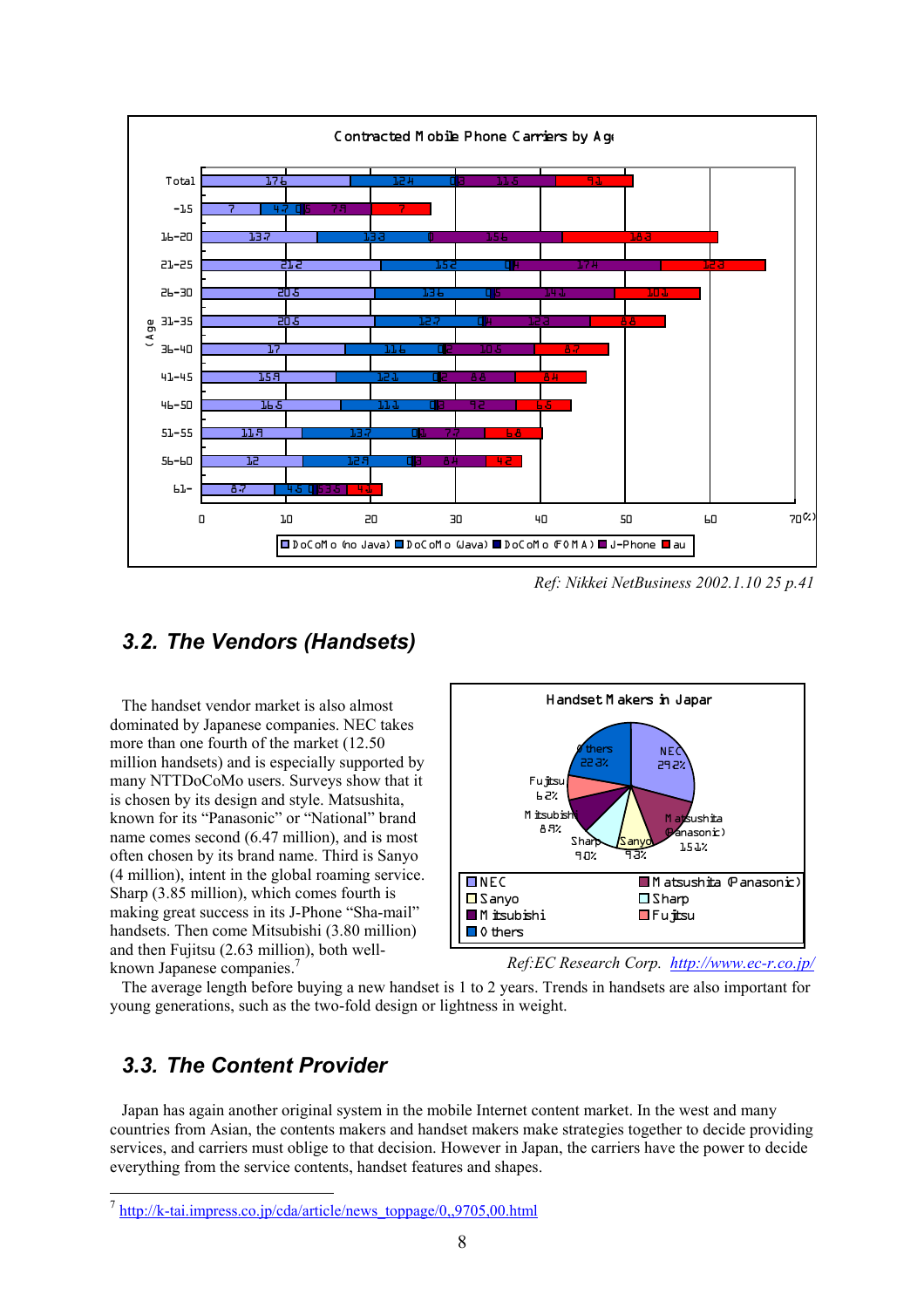Contracted Mobile Phone Carriers by Age

| (Age) | DoCoMo (no Java) | DoCoMo (Java) | DoCoMo (FOMA) | J-Phone | au |
|---|---|---|---|---|---|
| Total | 17.6 | 12.4 | 0.3 | 11.6 | 9.1 |
| -15 | 7 | 4.7 | 0.5 | 7.9 | 7 |
| 16-20 | 13.7 | 13.3 | 0 | 15.6 | 18.3 |
| 21-25 | 21.2 | 15.2 | 0.4 | 17.4 | 12.3 |
| 26-30 | 20.5 | 13.6 | 0.5 | 14.1 | 10.1 |
| 31-35 | 20.5 | 12.7 | 0.4 | 12.3 | 8.8 |
| 36-40 | 17 | 11.6 | 0.2 | 10.6 | 8.7 |
| 41-45 | 15.9 | 12.1 | 0.2 | 8.8 | 8.4 |
| 46-50 | 16.5 | 11.1 | 0.3 | 9.2 | 6.5 |
| 51-55 | 11.9 | 13.7 | 0.1 | 7.7 | 6.8 |
| 56-60 | 12 | 12.9 | 0.3 | 8.4 | 4.2 |
| 61- | 8.7 | 4.5 | 0.5 | 3.5 | 4.2 |

(%)

*Ref: Nikkei NetBusiness 2002.1.10 25 p.41*

## 3.2. The Vendors (Handsets)

The handset vendor market is also almost dominated by Japanese companies. NEC takes more than one fourth of the market (12.50 million handsets) and is especially supported by many NTTDoCoMo users. Surveys show that it is chosen by its design and style. Matsushita, known for its "Panasonic" or "National" brand name comes second (6.47 million), and is most often chosen by its brand name. Third is Sanyo (4 million), intent in the global roaming service. Sharp (3.85 million), which comes fourth is making great success in its J-Phone "Sha-mail" handsets. Then come Mitsubishi (3.80 million) and then Fujitsu (2.63 million), both well-known Japanese companies.[7]

Handset Makers in Japan

| Maker | Share |
|---|---|
| NEC | 29.2% |
| Matsushita (Panasonic) | 15.1% |
| Sanyo | 9.3% |
| Sharp | 9.0% |
| Mitsubishi | 8.9% |
| Fujitsu | 6.2% |
| Others | 22.3% |

*Ref:EC Research Corp. http://www.ec-r.co.jp/*

The average length before buying a new handset is 1 to 2 years. Trends in handsets are also important for young generations, such as the two-fold design or lightness in weight.

## 3.3. The Content Provider

Japan has again another original system in the mobile Internet content market. In the west and many countries from Asian, the contents makers and handset makers make strategies together to decide providing services, and carriers must oblige to that decision. However in Japan, the carriers have the power to decide everything from the service contents, handset features and shapes.

---

[7] http://k-tai.impress.co.jp/cda/article/news_toppage/0,,9705,00.html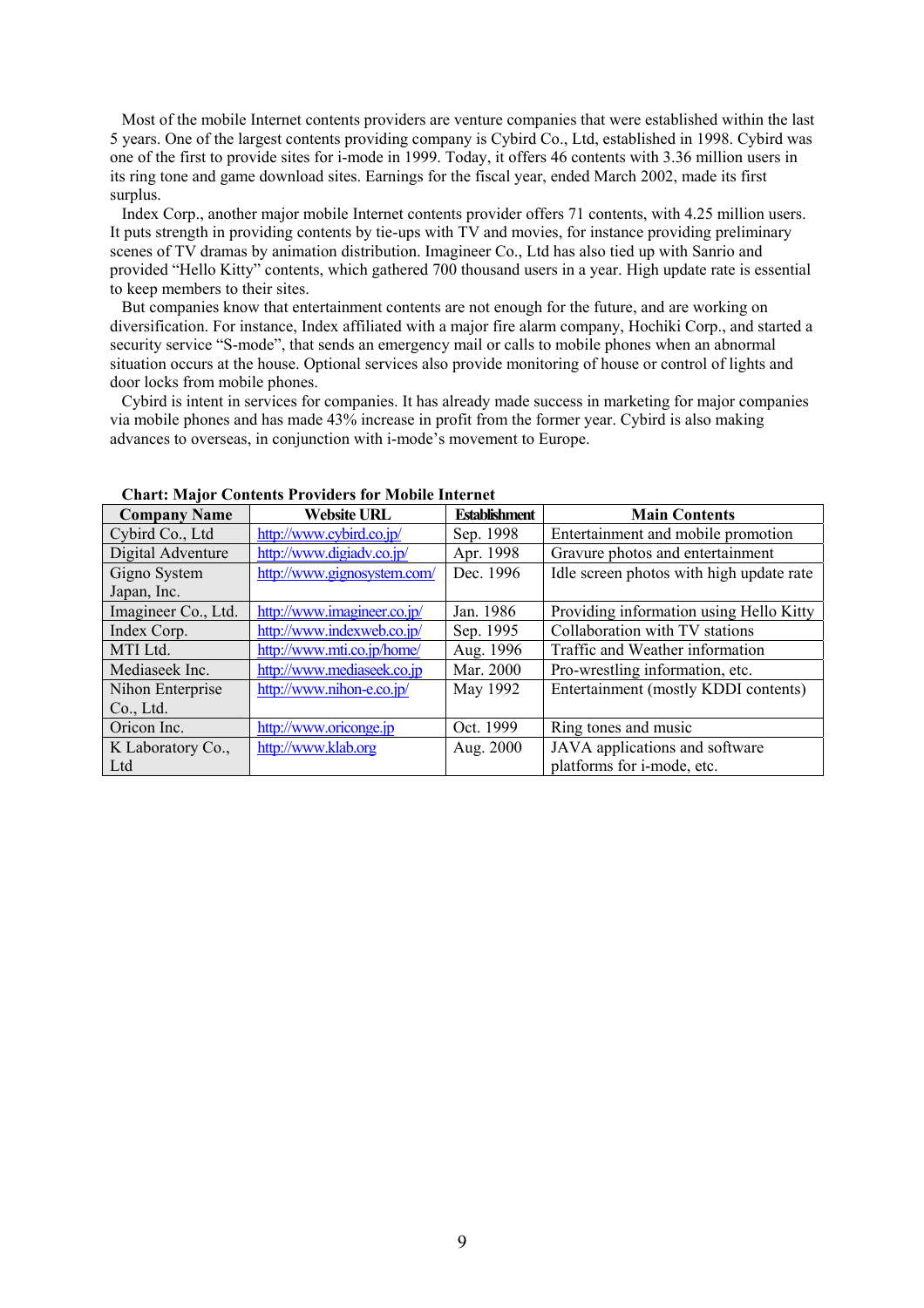Most of the mobile Internet contents providers are venture companies that were established within the last 5 years. One of the largest contents providing company is Cybird Co., Ltd, established in 1998. Cybird was one of the first to provide sites for i-mode in 1999. Today, it offers 46 contents with 3.36 million users in its ring tone and game download sites. Earnings for the fiscal year, ended March 2002, made its first surplus.

Index Corp., another major mobile Internet contents provider offers 71 contents, with 4.25 million users. It puts strength in providing contents by tie-ups with TV and movies, for instance providing preliminary scenes of TV dramas by animation distribution. Imagineer Co., Ltd has also tied up with Sanrio and provided "Hello Kitty" contents, which gathered 700 thousand users in a year. High update rate is essential to keep members to their sites.

But companies know that entertainment contents are not enough for the future, and are working on diversification. For instance, Index affiliated with a major fire alarm company, Hochiki Corp., and started a security service "S-mode", that sends an emergency mail or calls to mobile phones when an abnormal situation occurs at the house. Optional services also provide monitoring of house or control of lights and door locks from mobile phones.

Cybird is intent in services for companies. It has already made success in marketing for major companies via mobile phones and has made 43% increase in profit from the former year. Cybird is also making advances to overseas, in conjunction with i-mode's movement to Europe.

**Chart: Major Contents Providers for Mobile Internet**

| Company Name | Website URL | Establishment | Main Contents |
|---|---|---|---|
| Cybird Co., Ltd | http://www.cybird.co.jp/ | Sep. 1998 | Entertainment and mobile promotion |
| Digital Adventure | http://www.digiadv.co.jp/ | Apr. 1998 | Gravure photos and entertainment |
| Gigno System Japan, Inc. | http://www.gignosystem.com/ | Dec. 1996 | Idle screen photos with high update rate |
| Imagineer Co., Ltd. | http://www.imagineer.co.jp/ | Jan. 1986 | Providing information using Hello Kitty |
| Index Corp. | http://www.indexweb.co.jp/ | Sep. 1995 | Collaboration with TV stations |
| MTI Ltd. | http://www.mti.co.jp/home/ | Aug. 1996 | Traffic and Weather information |
| Mediaseek Inc. | http://www.mediaseek.co.jp | Mar. 2000 | Pro-wrestling information, etc. |
| Nihon Enterprise Co., Ltd. | http://www.nihon-e.co.jp/ | May 1992 | Entertainment (mostly KDDI contents) |
| Oricon Inc. | http://www.oriconge.jp | Oct. 1999 | Ring tones and music |
| K Laboratory Co., Ltd | http://www.klab.org | Aug. 2000 | JAVA applications and software platforms for i-mode, etc. |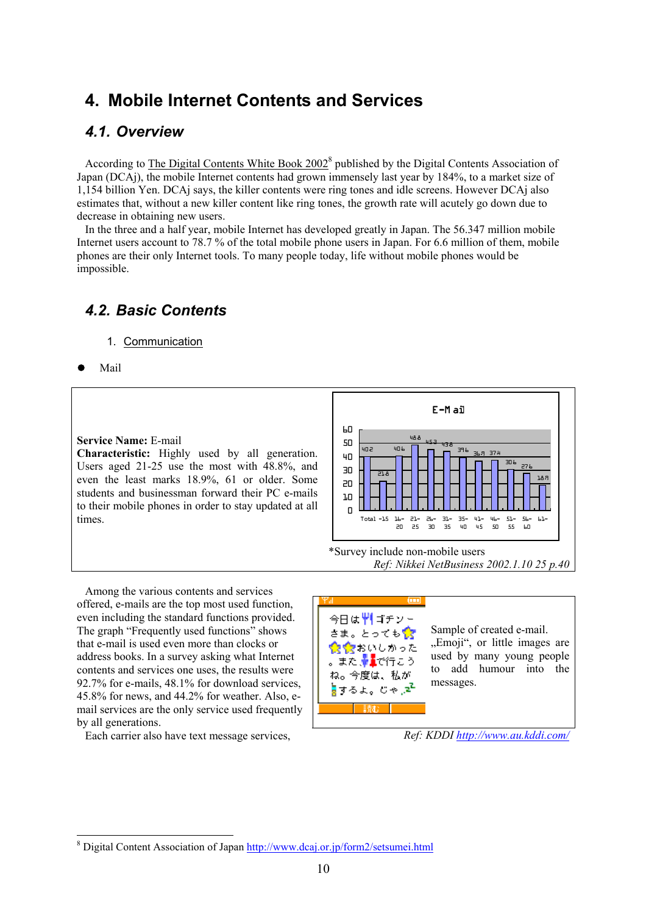# 4. Mobile Internet Contents and Services

## 4.1. Overview

According to The Digital Contents White Book 2002[8] published by the Digital Contents Association of Japan (DCAj), the mobile Internet contents had grown immensely last year by 184%, to a market size of 1,154 billion Yen. DCAj says, the killer contents were ring tones and idle screens. However DCAj also estimates that, without a new killer content like ring tones, the growth rate will acutely go down due to decrease in obtaining new users.

In the three and a half year, mobile Internet has developed greatly in Japan. The 56.347 million mobile Internet users account to 78.7 % of the total mobile phone users in Japan. For 6.6 million of them, mobile phones are their only Internet tools. To many people today, life without mobile phones would be impossible.

## 4.2. Basic Contents

1. Communication

- Mail

**Service Name:** E-mail
**Characteristic:** Highly used by all generation. Users aged 21-25 use the most with 48.8%, and even the least marks 18.9%, 61 or older. Some students and businessman forward their PC e-mails to their mobile phones in order to stay updated at all times.

E-Mail

| Total | -15 | 16-20 | 21-25 | 26-30 | 31-35 | 35-40 | 41-45 | 46-50 | 51-55 | 56-60 | 61- |
|---|---|---|---|---|---|---|---|---|---|---|---|
| 40.2 | 21.8 | 40.6 | 48.8 | 45.3 | 43.8 | 39.6 | 36.9 | 37.4 | 30.6 | 27.6 | 18.9 |

*Survey include non-mobile users

*Ref: Nikkei NetBusiness 2002.1.10 25 p.40*

Among the various contents and services offered, e-mails are the top most used function, even including the standard functions provided. The graph "Frequently used functions" shows that e-mail is used even more than clocks or address books. In a survey asking what Internet contents and services one uses, the results were 92.7% for e-mails, 48.1% for download services, 45.8% for news, and 44.2% for weather. Also, e-mail services are the only service used frequently by all generations.

Each carrier also have text message services,

Sample of created e-mail. „Emoji", or little images are used by many young people to add humour into the messages.

*Ref: KDDI http://www.au.kddi.com/*

---

[8] Digital Content Association of Japan http://www.dcaj.or.jp/form2/setsumei.html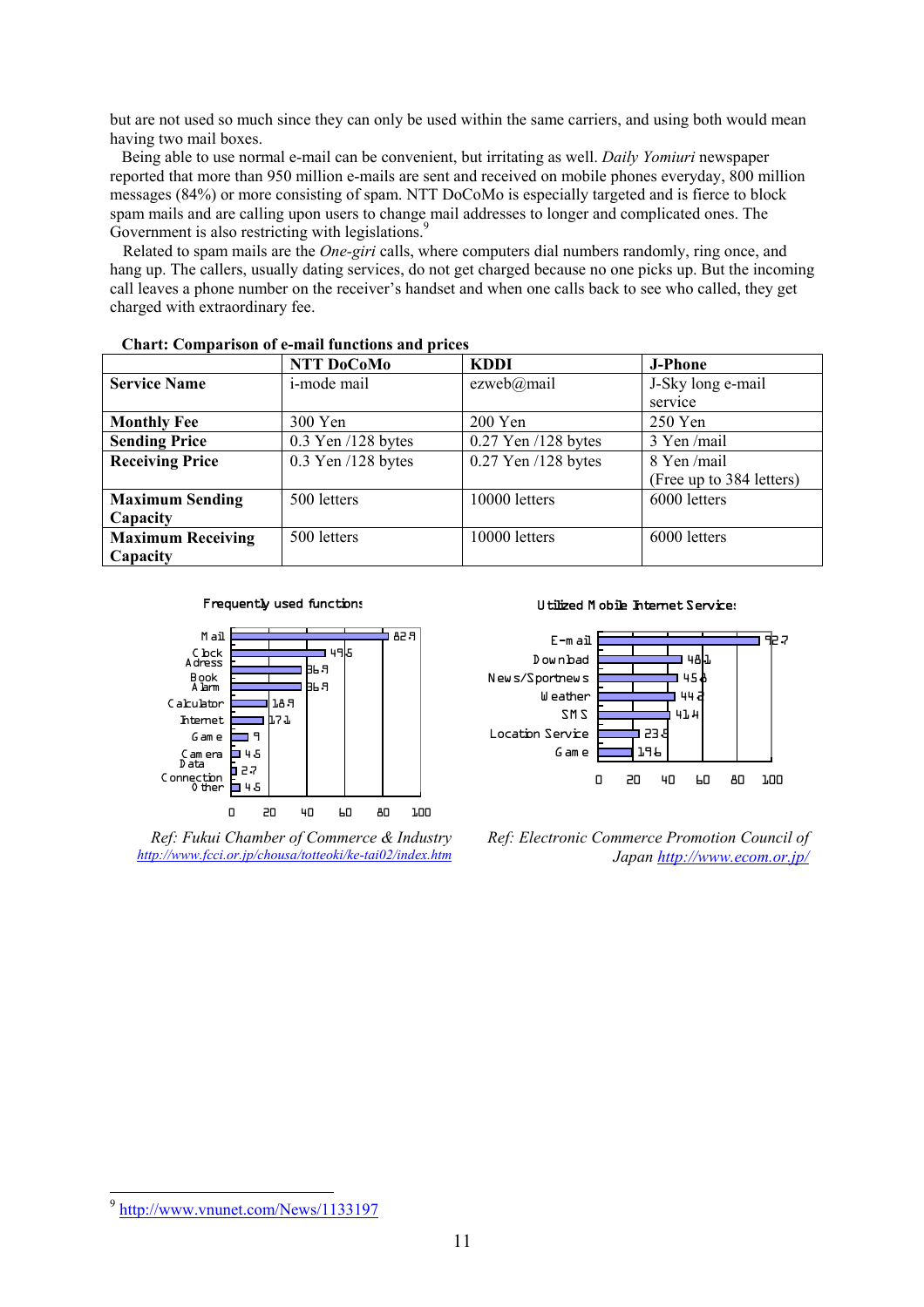but are not used so much since they can only be used within the same carriers, and using both would mean having two mail boxes.

Being able to use normal e-mail can be convenient, but irritating as well. *Daily Yomiuri* newspaper reported that more than 950 million e-mails are sent and received on mobile phones everyday, 800 million messages (84%) or more consisting of spam. NTT DoCoMo is especially targeted and is fierce to block spam mails and are calling upon users to change mail addresses to longer and complicated ones. The Government is also restricting with legislations.[9]

Related to spam mails are the *One-giri* calls, where computers dial numbers randomly, ring once, and hang up. The callers, usually dating services, do not get charged because no one picks up. But the incoming call leaves a phone number on the receiver's handset and when one calls back to see who called, they get charged with extraordinary fee.

**Chart: Comparison of e-mail functions and prices**

| | **NTT DoCoMo** | **KDDI** | **J-Phone** |
|---|---|---|---|
| **Service Name** | i-mode mail | ezweb@mail | J-Sky long e-mail service |
| **Monthly Fee** | 300 Yen | 200 Yen | 250 Yen |
| **Sending Price** | 0.3 Yen /128 bytes | 0.27 Yen /128 bytes | 3 Yen /mail |
| **Receiving Price** | 0.3 Yen /128 bytes | 0.27 Yen /128 bytes | 8 Yen /mail (Free up to 384 letters) |
| **Maximum Sending Capacity** | 500 letters | 10000 letters | 6000 letters |
| **Maximum Receiving Capacity** | 500 letters | 10000 letters | 6000 letters |

Frequently used functions

| Function | % |
|---|---|
| Mail | 82.9 |
| Clock | 49.5 |
| Adress Book | 36.9 |
| Alarm | 36.9 |
| Calculator | 18.9 |
| Internet | 17.1 |
| Game | 9 |
| Camera | 4.5 |
| Data Connection | 2.7 |
| Other | 4.5 |

*Ref: Fukui Chamber of Commerce & Industry* http://www.fcci.or.jp/chousa/totteoki/ke-tai02/index.htm

Utilized Mobile Internet Services

| Service | % |
|---|---|
| E-mail | 92.7 |
| Download | 48.1 |
| News/Sportnews | 45.8 |
| Weather | 44.2 |
| SMS | 41.4 |
| Location Service | 23.8 |
| Game | 19.6 |

*Ref: Electronic Commerce Promotion Council of Japan* http://www.ecom.or.jp/

[9] http://www.vnunet.com/News/1133197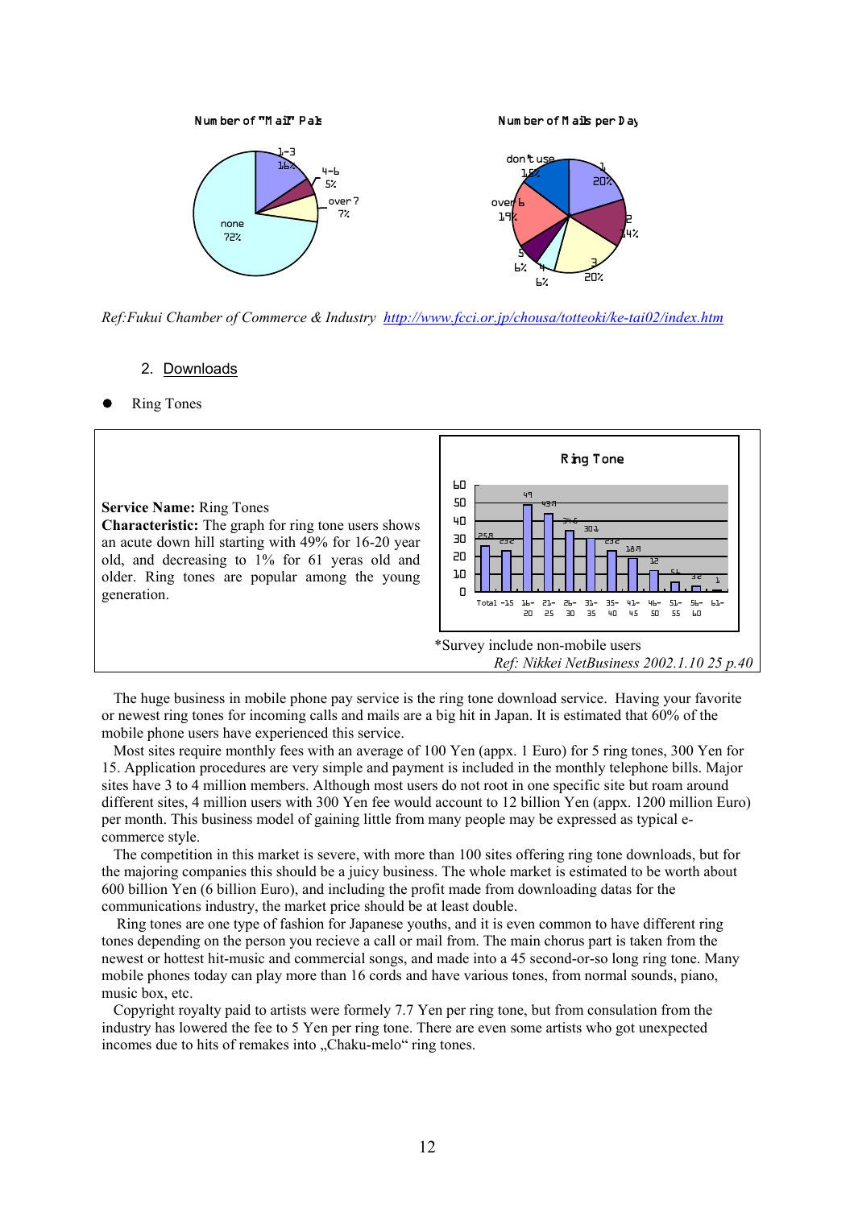Number of "Mail" Pals

- 1-3: 16%
- 4-6: 5%
- over 7: 7%
- none: 72%

Number of Mails per Day

- 1: 20%
- 2: 14%
- 3: 20%
- 4: 6%
- 5: 6%
- over 6: 19%
- don't use: 15%

*Ref:Fukui Chamber of Commerce & Industry* [http://www.fcci.or.jp/chousa/totteoki/ke-tai02/index.htm](http://www.fcci.or.jp/chousa/totteoki/ke-tai02/index.htm)

2. Downloads

- Ring Tones

**Service Name:** Ring Tones
**Characteristic:** The graph for ring tone users shows an acute down hill starting with 49% for 16-20 year old, and decreasing to 1% for 61 yeras old and older. Ring tones are popular among the young generation.

Ring Tone

| Total | -15 | 16-20 | 21-25 | 26-30 | 31-35 | 35-40 | 41-45 | 46-50 | 51-55 | 56-60 | 61- |
|---|---|---|---|---|---|---|---|---|---|---|---|
| 25.8 | 23.2 | 49 | 43.9 | 34.6 | 30.1 | 23.2 | 18.9 | 12 | 5.6 | 3.2 | 1 |

*Survey include non-mobile users

*Ref: Nikkei NetBusiness 2002.1.10 25 p.40*

The huge business in mobile phone pay service is the ring tone download service. Having your favorite or newest ring tones for incoming calls and mails are a big hit in Japan. It is estimated that 60% of the mobile phone users have experienced this service.

Most sites require monthly fees with an average of 100 Yen (appx. 1 Euro) for 5 ring tones, 300 Yen for 15. Application procedures are very simple and payment is included in the monthly telephone bills. Major sites have 3 to 4 million members. Although most users do not root in one specific site but roam around different sites, 4 million users with 300 Yen fee would account to 12 billion Yen (appx. 1200 million Euro) per month. This business model of gaining little from many people may be expressed as typical e-commerce style.

The competition in this market is severe, with more than 100 sites offering ring tone downloads, but for the majoring companies this should be a juicy business. The whole market is estimated to be worth about 600 billion Yen (6 billion Euro), and including the profit made from downloading datas for the communications industry, the market price should be at least double.

Ring tones are one type of fashion for Japanese youths, and it is even common to have different ring tones depending on the person you recieve a call or mail from. The main chorus part is taken from the newest or hottest hit-music and commercial songs, and made into a 45 second-or-so long ring tone. Many mobile phones today can play more than 16 cords and have various tones, from normal sounds, piano, music box, etc.

Copyright royalty paid to artists were formely 7.7 Yen per ring tone, but from consulation from the industry has lowered the fee to 5 Yen per ring tone. There are even some artists who got unexpected incomes due to hits of remakes into „Chaku-melo" ring tones.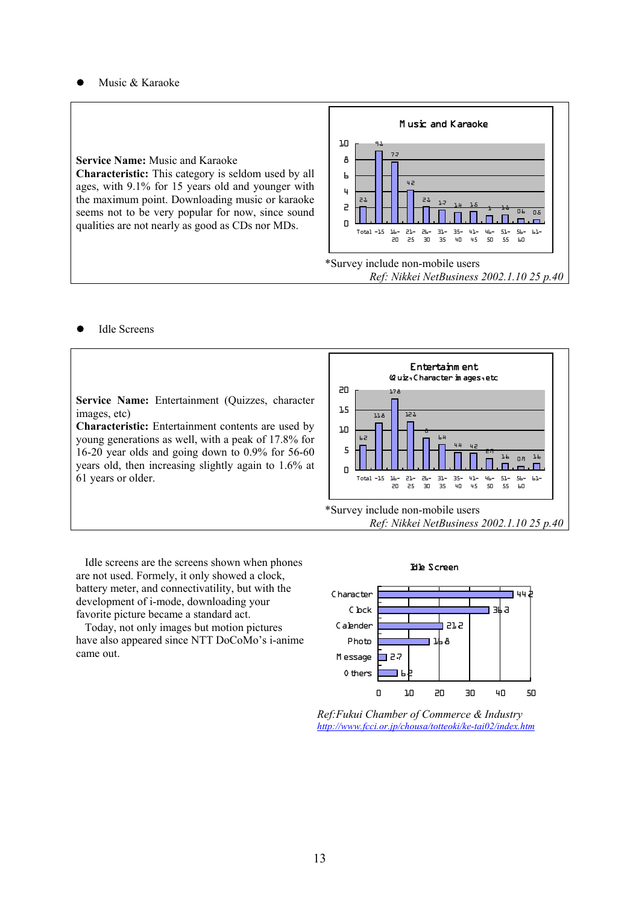- Music & Karaoke

**Service Name:** Music and Karaoke
**Characteristic:** This category is seldom used by all ages, with 9.1% for 15 years old and younger with the maximum point. Downloading music or karaoke seems not to be very popular for now, since sound qualities are not nearly as good as CDs nor MDs.

Music and Karaoke

| Total | -15 | 16-20 | 21-25 | 26-30 | 31-35 | 35-40 | 41-45 | 46-50 | 51-55 | 56-60 | 61- |
|---|---|---|---|---|---|---|---|---|---|---|---|
| 2.1 | 9.1 | 7.2 | 4.2 | 2.1 | 1.7 | 1.4 | 1.5 | 1 | 1.1 | 0.6 | 0.6 |

*Survey include non-mobile users
*Ref: Nikkei NetBusiness 2002.1.10 25 p.40*

- Idle Screens

**Service Name:** Entertainment (Quizzes, character images, etc)
**Characteristic:** Entertainment contents are used by young generations as well, with a peak of 17.8% for 16-20 year olds and going down to 0.9% for 56-60 years old, then increasing slightly again to 1.6% at 61 years or older.

Entertainment (Quiz, Character images, etc)

| Total | -15 | 16-20 | 21-25 | 26-30 | 31-35 | 35-40 | 41-45 | 46-50 | 51-55 | 56-60 | 61- |
|---|---|---|---|---|---|---|---|---|---|---|---|
| 6.2 | 11.8 | 17.8 | 12.1 | 8 | 6.4 | 4.4 | 4.2 | 2.7 | 1.6 | 0.9 | 1.6 |

*Survey include non-mobile users
*Ref: Nikkei NetBusiness 2002.1.10 25 p.40*

Idle screens are the screens shown when phones are not used. Formely, it only showed a clock, battery meter, and connectivatility, but with the development of i-mode, downloading your favorite picture became a standard act.

Today, not only images but motion pictures have also appeared since NTT DoCoMo's i-anime came out.

Idle Screen

| Item | % |
|---|---|
| Character | 44.2 |
| Clock | 36.3 |
| Calender | 21.2 |
| Photo | 16.8 |
| Message | 2.7 |
| Others | 6.2 |

*Ref: Fukui Chamber of Commerce & Industry*
http://www.fcci.or.jp/chousa/totteoki/ke-tai02/index.htm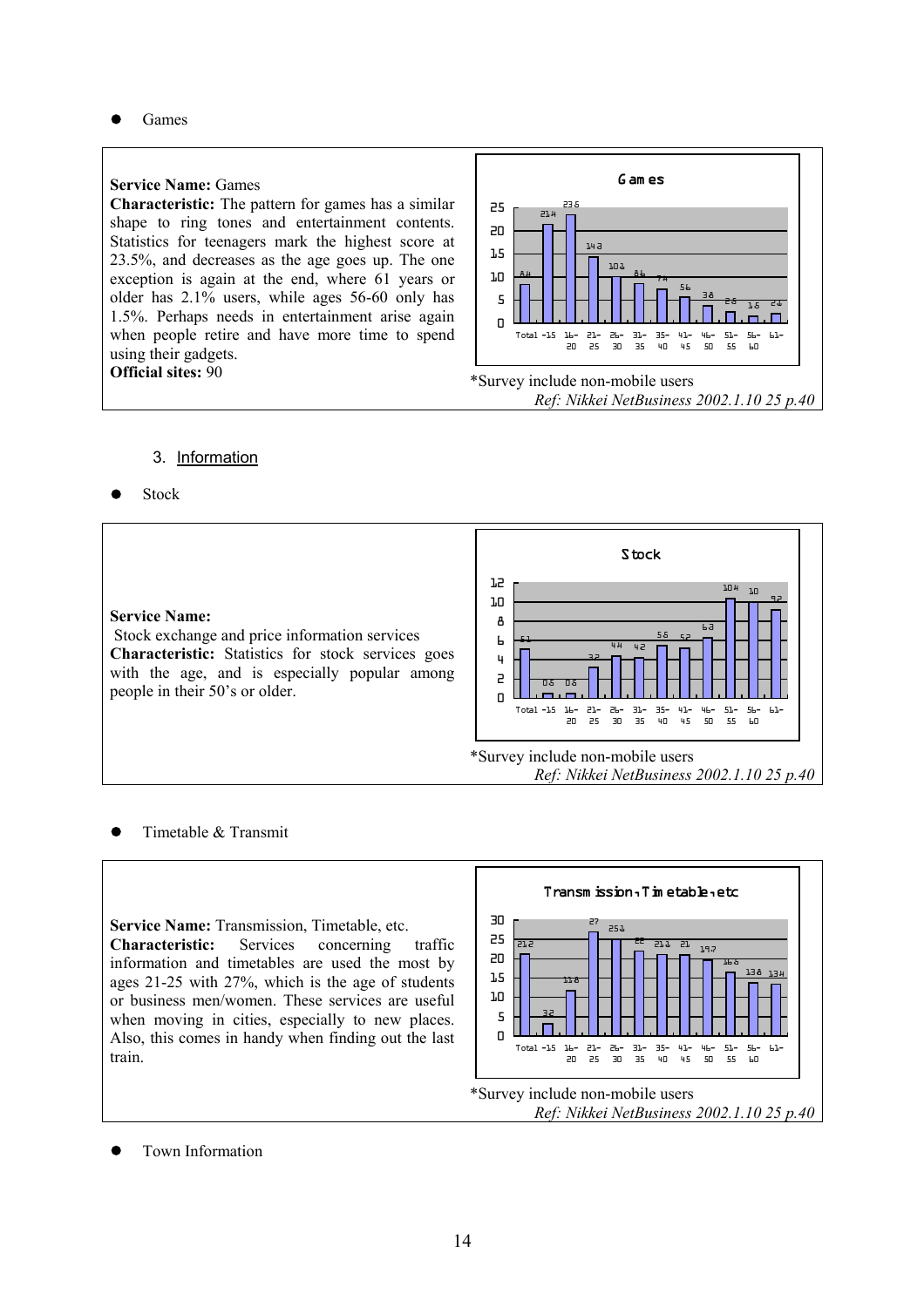- Games

**Service Name:** Games
**Characteristic:** The pattern for games has a similar shape to ring tones and entertainment contents. Statistics for teenagers mark the highest score at 23.5%, and decreases as the age goes up. The one exception is again at the end, where 61 years or older has 2.1% users, while ages 56-60 only has 1.5%. Perhaps needs in entertainment arise again when people retire and have more time to spend using their gadgets.
**Official sites:** 90

**Games**

| Total | -15 | 16-20 | 21-25 | 26-30 | 31-35 | 35-40 | 41-45 | 46-50 | 51-55 | 56-60 | 61- |
|---|---|---|---|---|---|---|---|---|---|---|---|
| 8.4 | 21.4 | 23.6 | 14.3 | 10.1 | 8.6 | 7.4 | 5.6 | 3.8 | 2.6 | 1.6 | 2.1 |

*Survey include non-mobile users

*Ref: Nikkei NetBusiness 2002.1.10 25 p.40*

## 3. Information

- Stock

**Service Name:**
Stock exchange and price information services
**Characteristic:** Statistics for stock services goes with the age, and is especially popular among people in their 50's or older.

**Stock**

| Total | -15 | 16-20 | 21-25 | 26-30 | 31-35 | 35-40 | 41-45 | 46-50 | 51-55 | 56-60 | 61- |
|---|---|---|---|---|---|---|---|---|---|---|---|
| 5.1 | 0.6 | 0.6 | 3.2 | 4.4 | 4.2 | 5.6 | 5.2 | 6.3 | 10.4 | 10 | 9.2 |

*Survey include non-mobile users

*Ref: Nikkei NetBusiness 2002.1.10 25 p.40*

- Timetable & Transmit

**Service Name:** Transmission, Timetable, etc.
**Characteristic:** Services concerning traffic information and timetables are used the most by ages 21-25 with 27%, which is the age of students or business men/women. These services are useful when moving in cities, especially to new places. Also, this comes in handy when finding out the last train.

**Transmission, Timetable, etc**

| Total | -15 | 16-20 | 21-25 | 26-30 | 31-35 | 35-40 | 41-45 | 46-50 | 51-55 | 56-60 | 61- |
|---|---|---|---|---|---|---|---|---|---|---|---|
| 21.2 | 3.2 | 11.8 | 27 | 25.1 | 22 | 21.1 | 21 | 19.7 | 16.6 | 13.8 | 13.4 |

*Survey include non-mobile users

*Ref: Nikkei NetBusiness 2002.1.10 25 p.40*

- Town Information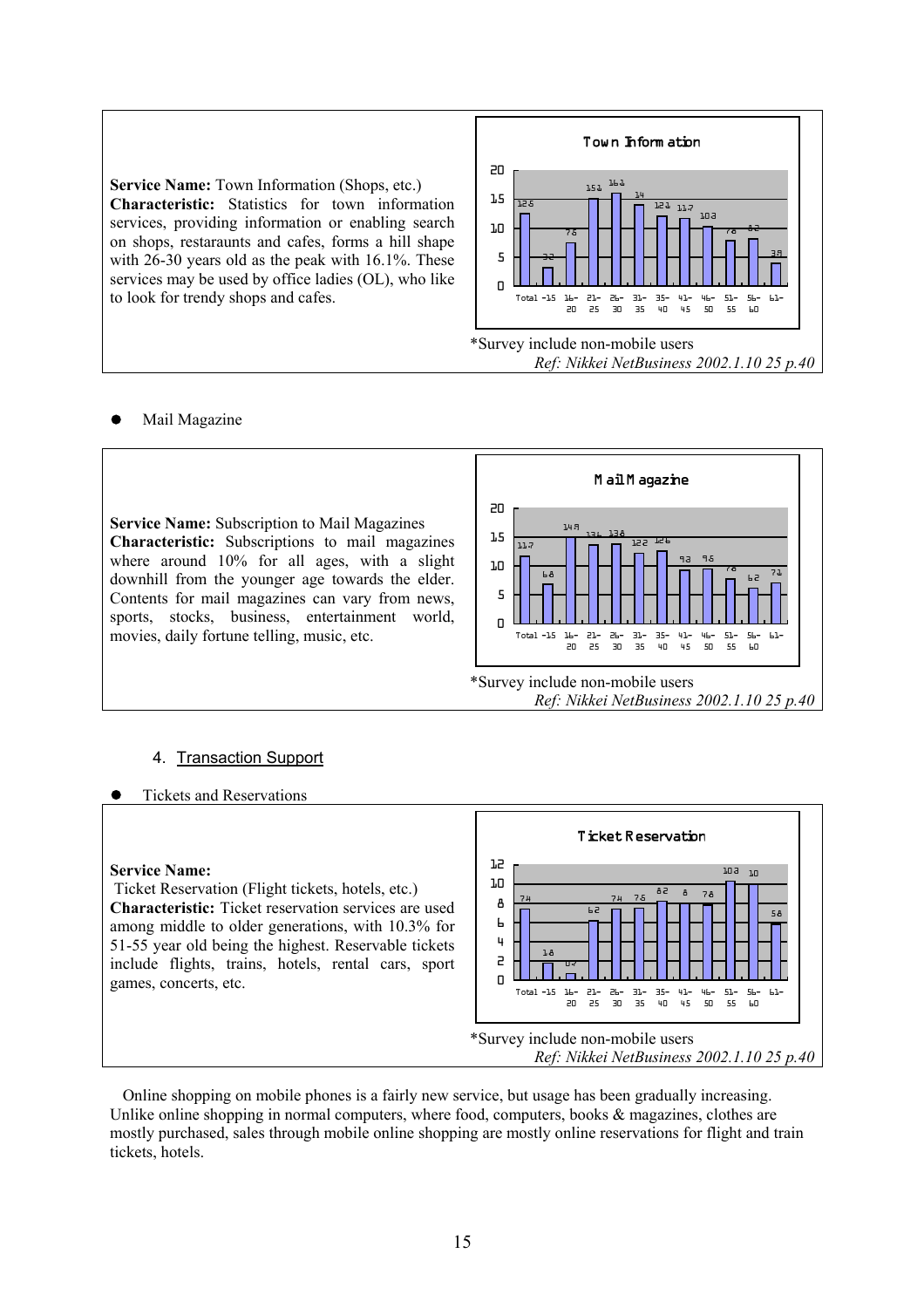**Service Name:** Town Information (Shops, etc.)
**Characteristic:** Statistics for town information services, providing information or enabling search on shops, restaraunts and cafes, forms a hill shape with 26-30 years old as the peak with 16.1%. These services may be used by office ladies (OL), who like to look for trendy shops and cafes.

Town Information

| Total | -15 | 16-20 | 21-25 | 26-30 | 31-35 | 35-40 | 41-45 | 46-50 | 51-55 | 56-60 | 61- |
|---|---|---|---|---|---|---|---|---|---|---|---|
| 12.6 | 3.2 | 7.6 | 15.1 | 16.1 | 14 | 12.1 | 11.7 | 10.3 | 7.8 | 8.2 | 3.9 |

*Survey include non-mobile users
*Ref: Nikkei NetBusiness 2002.1.10 25 p.40*

- Mail Magazine

**Service Name:** Subscription to Mail Magazines
**Characteristic:** Subscriptions to mail magazines where around 10% for all ages, with a slight downhill from the younger age towards the elder. Contents for mail magazines can vary from news, sports, stocks, business, entertainment world, movies, daily fortune telling, music, etc.

Mail Magazine

| Total | -15 | 16-20 | 21-25 | 26-30 | 31-35 | 35-40 | 41-45 | 46-50 | 51-55 | 56-60 | 61- |
|---|---|---|---|---|---|---|---|---|---|---|---|
| 11.7 | 6.8 | 14.9 | 13.6 | 13.8 | 12.2 | 12.6 | 9.3 | 9.6 | 7.8 | 6.2 | 7.1 |

*Survey include non-mobile users
*Ref: Nikkei NetBusiness 2002.1.10 25 p.40*

4. Transaction Support

- Tickets and Reservations

**Service Name:**
Ticket Reservation (Flight tickets, hotels, etc.)
**Characteristic:** Ticket reservation services are used among middle to older generations, with 10.3% for 51-55 year old being the highest. Reservable tickets include flights, trains, hotels, rental cars, sport games, concerts, etc.

Ticket Reservation

| Total | -15 | 16-20 | 21-25 | 26-30 | 31-35 | 35-40 | 41-45 | 46-50 | 51-55 | 56-60 | 61- |
|---|---|---|---|---|---|---|---|---|---|---|---|
| 7.4 | 1.8 | 0.7 | 6.2 | 7.4 | 7.5 | 8.2 | 8 | 7.8 | 10.3 | 10 | 5.8 |

*Survey include non-mobile users
*Ref: Nikkei NetBusiness 2002.1.10 25 p.40*

Online shopping on mobile phones is a fairly new service, but usage has been gradually increasing. Unlike online shopping in normal computers, where food, computers, books & magazines, clothes are mostly purchased, sales through mobile online shopping are mostly online reservations for flight and train tickets, hotels.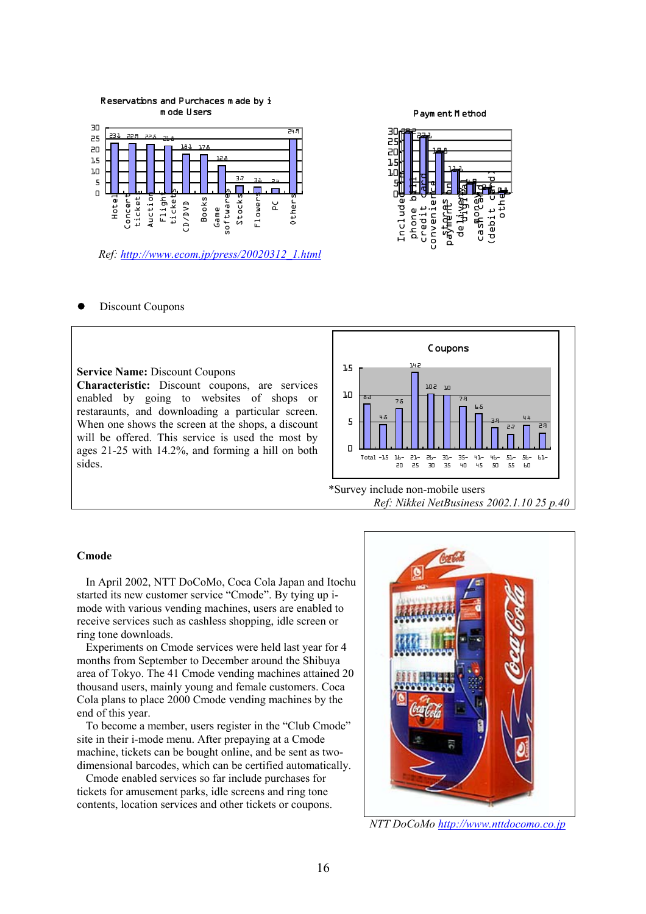Reservations and Purchases made by i mode Users

| Hotel | Concert ticket | Auction | Flight tickets | CD/DVD | Books | Game software | Stocks | Flowers | PC | Others |
|---|---|---|---|---|---|---|---|---|---|---|
| 23.1 | 22.8 | 22.5 | 21.6 | 18.1 | 17.8 | 12.8 | 3.7 | 3.1 | 2.4 | 24.9 |

Ref: *http://www.ecom.jp/press/20020312_1.html*

Payment Method

| Included phone bill | credit card | convenience stores | payment on delivery | digital money | cash card (debit card) | other |
|---|---|---|---|---|---|---|
| 28.2 | 27.1 | 18.8 | 11.1 | 4.8 | 2.0 | 0.8 |

- Discount Coupons

**Service Name:** Discount Coupons
**Characteristic:** Discount coupons, are services enabled by going to websites of shops or restaraunts, and downloading a particular screen. When one shows the screen at the shops, a discount will be offered. This service is used the most by ages 21-25 with 14.2%, and forming a hill on both sides.

Coupons

| Total | -15 | 16-20 | 21-25 | 26-30 | 31-35 | 36-40 | 41-45 | 46-50 | 51-55 | 56-60 | 61- |
|---|---|---|---|---|---|---|---|---|---|---|---|
| 8.2 | 4.6 | 7.6 | 14.2 | 10.2 | 10 | 7.9 | 6.6 | 3.9 | 2.7 | 4.4 | 2.9 |

*Survey include non-mobile users

*Ref: Nikkei NetBusiness 2002.1.10 25 p.40*

**Cmode**

In April 2002, NTT DoCoMo, Coca Cola Japan and Itochu started its new customer service "Cmode". By tying up i-mode with various vending machines, users are enabled to receive services such as cashless shopping, idle screen or ring tone downloads.

Experiments on Cmode services were held last year for 4 months from September to December around the Shibuya area of Tokyo. The 41 Cmode vending machines attained 20 thousand users, mainly young and female customers. Coca Cola plans to place 2000 Cmode vending machines by the end of this year.

To become a member, users register in the "Club Cmode" site in their i-mode menu. After prepaying at a Cmode machine, tickets can be bought online, and be sent as two-dimensional barcodes, which can be certified automatically.

Cmode enabled services so far include purchases for tickets for amusement parks, idle screens and ring tone contents, location services and other tickets or coupons.

*NTT DoCoMo http://www.nttdocomo.co.jp*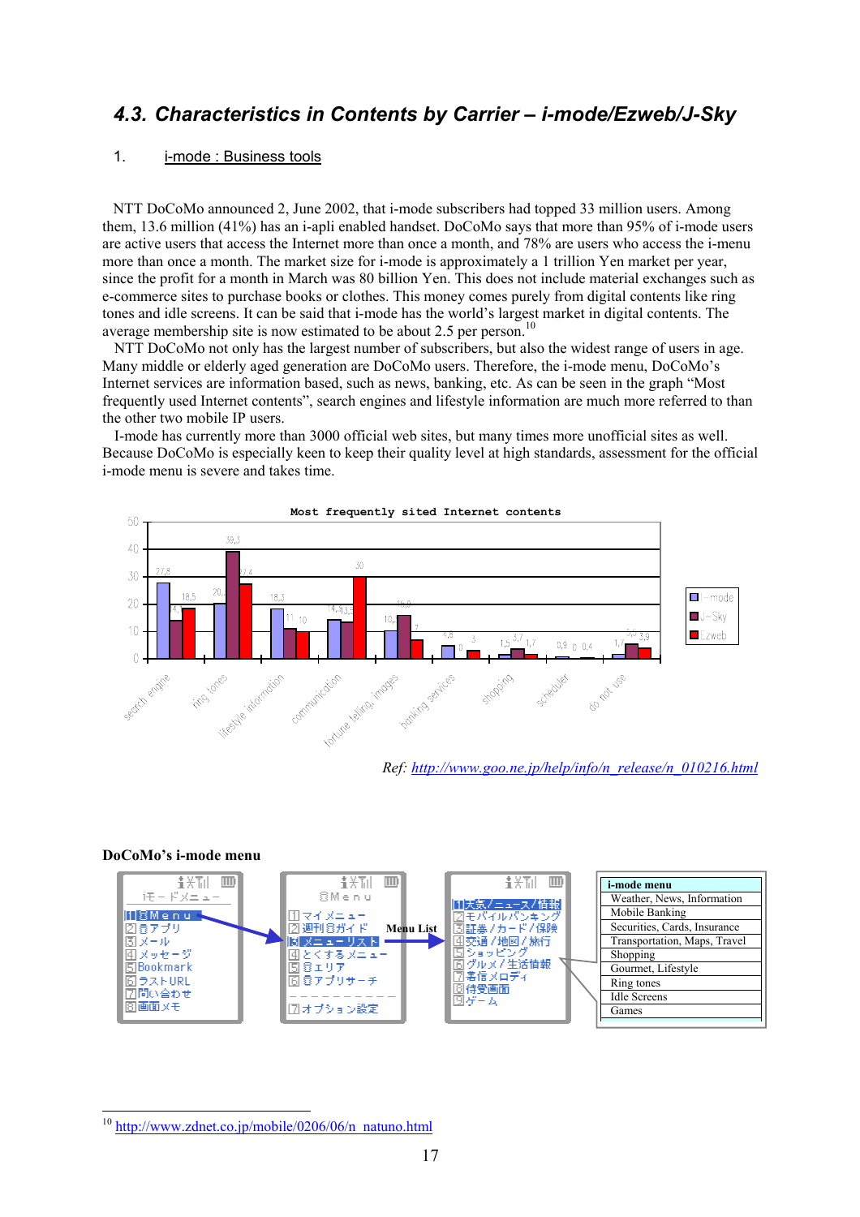## 4.3. Characteristics in Contents by Carrier – i-mode/Ezweb/J-Sky

1. i-mode : Business tools

NTT DoCoMo announced 2, June 2002, that i-mode subscribers had topped 33 million users. Among them, 13.6 million (41%) has an i-apli enabled handset. DoCoMo says that more than 95% of i-mode users are active users that access the Internet more than once a month, and 78% are users who access the i-menu more than once a month. The market size for i-mode is approximately a 1 trillion Yen market per year, since the profit for a month in March was 80 billion Yen. This does not include material exchanges such as e-commerce sites to purchase books or clothes. This money comes purely from digital contents like ring tones and idle screens. It can be said that i-mode has the world's largest market in digital contents. The average membership site is now estimated to be about 2.5 per person.[10]

NTT DoCoMo not only has the largest number of subscribers, but also the widest range of users in age. Many middle or elderly aged generation are DoCoMo users. Therefore, the i-mode menu, DoCoMo's Internet services are information based, such as news, banking, etc. As can be seen in the graph "Most frequently used Internet contents", search engines and lifestyle information are much more referred to than the other two mobile IP users.

I-mode has currently more than 3000 official web sites, but many times more unofficial sites as well. Because DoCoMo is especially keen to keep their quality level at high standards, assessment for the official i-mode menu is severe and takes time.

**Most frequently sited Internet contents**

| | i-mode | J-Sky | Ezweb |
|---|---|---|---|
| search engine | 27,8 | 14 | 18,5 |
| ring tones | 20 | 39,3 | 27,4 |
| lifestyle information | 18,3 | 11 | 10 |
| communication | 14,3 | 13,3 | 30 |
| fortune telling, images | 10 | 16,0 | 7 |
| banking services | 4,8 | 0 | 3 |
| shopping | 1,5 | 3,7 | 1,7 |
| scheduler | 0,9 | 0 | 0,4 |
| do not use | 1,7 | 5,5 | 3,9 |

*Ref: http://www.goo.ne.jp/help/info/n_release/n_010216.html*

**DoCoMo's i-mode menu**

| i-mode menu |
|---|
| Weather, News, Information |
| Mobile Banking |
| Securities, Cards, Insurance |
| Transportation, Maps, Travel |
| Shopping |
| Gourmet, Lifestyle |
| Ring tones |
| Idle Screens |
| Games |

---

[10] http://www.zdnet.co.jp/mobile/0206/06/n_natuno.html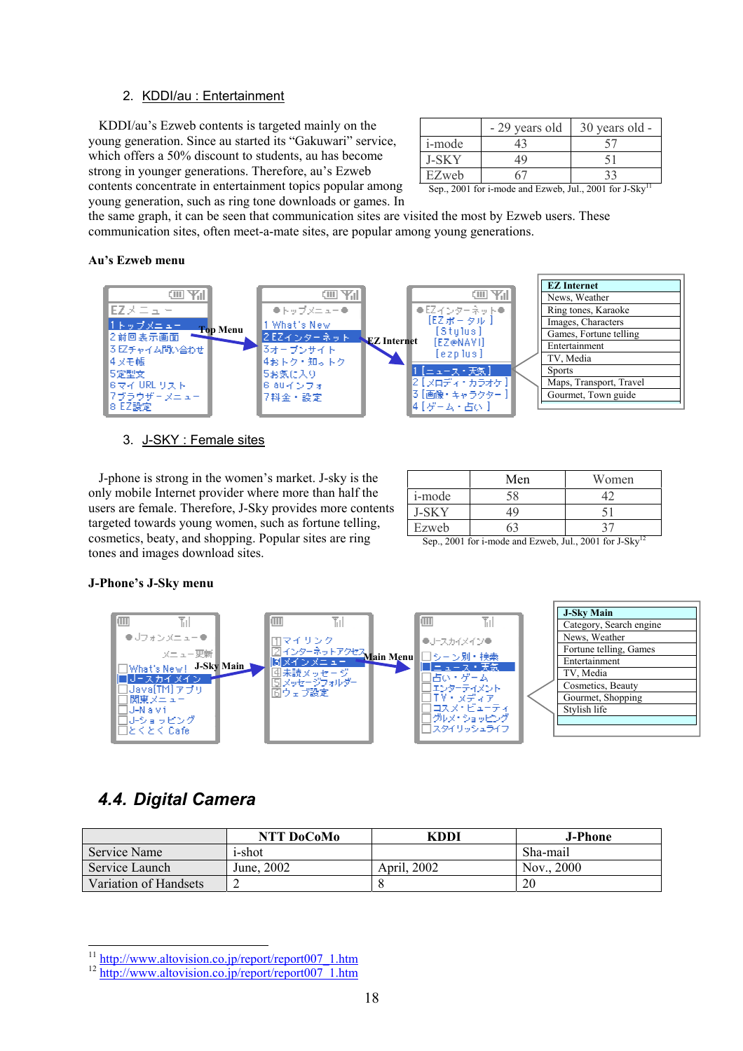2. KDDI/au : Entertainment

KDDI/au's Ezweb contents is targeted mainly on the young generation. Since au started its "Gakuwari" service, which offers a 50% discount to students, au has become strong in younger generations. Therefore, au's Ezweb contents concentrate in entertainment topics popular among young generation, such as ring tone downloads or games. In the same graph, it can be seen that communication sites are visited the most by Ezweb users. These communication sites, often meet-a-mate sites, are popular among young generations.

| | - 29 years old | 30 years old - |
|---|---|---|
| i-mode | 43 | 57 |
| J-SKY | 49 | 51 |
| EZweb | 67 | 33 |

Sep., 2001 for i-mode and Ezweb, Jul., 2001 for J-Sky[11]

**Au's Ezweb menu**

EZメニュー
1 トップメニュー
2 前回表示画面
3 EZチャイム問い合わせ
4 メモ帳
5 定型文
6 マイ URL リスト
7 ブラウザ－メニュー
8 EZ設定

Top Menu

●トップメニュー●
1 What's New
2 EZインターネット
3 オ－プンサイト
4 おトク・知っトク
5 お気に入り
6 auインフォ
7 料金・設定

EZ Internet

●EZインターネット●
[EZポータル]
[Stylus]
[EZ@NAVI]
[ezplus]
1 [ニュース・天気]
2 [メロディ・カラオケ]
3 [画像・キャラクター]
4 [ゲーム・占い]

| EZ Internet |
|---|
| News, Weather |
| Ring tones, Karaoke |
| Images, Characters |
| Games, Fortune telling |
| Entertainment |
| TV, Media |
| Sports |
| Maps, Transport, Travel |
| Gourmet, Town guide |

3. J-SKY : Female sites

J-phone is strong in the women's market. J-sky is the only mobile Internet provider where more than half the users are female. Therefore, J-Sky provides more contents targeted towards young women, such as fortune telling, cosmetics, beaty, and shopping. Popular sites are ring tones and images download sites.

| | Men | Women |
|---|---|---|
| i-mode | 58 | 42 |
| J-SKY | 49 | 51 |
| Ezweb | 63 | 37 |

Sep., 2001 for i-mode and Ezweb, Jul., 2001 for J-Sky[12]

**J-Phone's J-Sky menu**

●Jフォンメニュー●
メニュー更新
What's New!
J-スカイ メイン
Java[TM]アプリ
関東メニュー
J-Navi
J-ショッピング
とくとくCafe

J-Sky Main

1 マイリンク
2 インターネットアクセス
3 メインメニュー
4 未読メッセージ
5 メッセージフォルダー
6 ウェブ設定

Main Menu

●J-スカイメイン●
シーン別・検索
ニュース・天気
占い・ゲーム
エンターテイメント
TV・メディア
コスメ・ビューティ
グルメ・ショッピング
スタイリッシュライフ

| J-Sky Main |
|---|
| Category, Search engine |
| News, Weather |
| Fortune telling, Games |
| Entertainment |
| TV, Media |
| Cosmetics, Beauty |
| Gourmet, Shopping |
| Stylish life |

## *4.4. Digital Camera*

| | NTT DoCoMo | KDDI | J-Phone |
|---|---|---|---|
| Service Name | i-shot | | Sha-mail |
| Service Launch | June, 2002 | April, 2002 | Nov., 2000 |
| Variation of Handsets | 2 | 8 | 20 |

[11] http://www.altovision.co.jp/report/report007_1.htm
[12] http://www.altovision.co.jp/report/report007_1.htm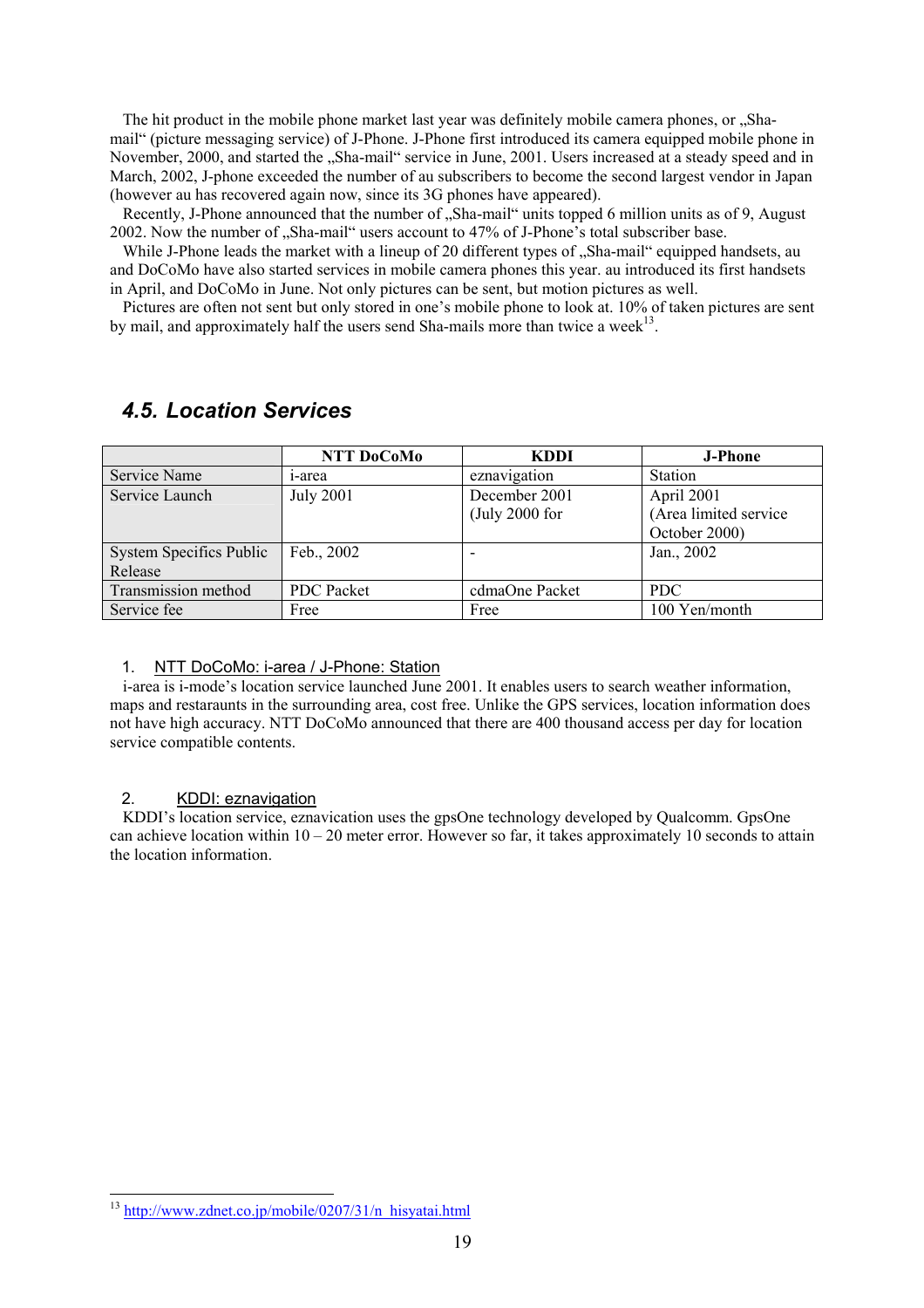The hit product in the mobile phone market last year was definitely mobile camera phones, or „Sha-mail" (picture messaging service) of J-Phone. J-Phone first introduced its camera equipped mobile phone in November, 2000, and started the „Sha-mail" service in June, 2001. Users increased at a steady speed and in March, 2002, J-phone exceeded the number of au subscribers to become the second largest vendor in Japan (however au has recovered again now, since its 3G phones have appeared).

Recently, J-Phone announced that the number of „Sha-mail" units topped 6 million units as of 9, August 2002. Now the number of „Sha-mail" users account to 47% of J-Phone's total subscriber base.

While J-Phone leads the market with a lineup of 20 different types of „Sha-mail" equipped handsets, au and DoCoMo have also started services in mobile camera phones this year. au introduced its first handsets in April, and DoCoMo in June. Not only pictures can be sent, but motion pictures as well.

Pictures are often not sent but only stored in one's mobile phone to look at. 10% of taken pictures are sent by mail, and approximately half the users send Sha-mails more than twice a week[13].

## 4.5. Location Services

| | NTT DoCoMo | KDDI | J-Phone |
|---|---|---|---|
| Service Name | i-area | eznavigation | Station |
| Service Launch | July 2001 | December 2001 (July 2000 for | April 2001 (Area limited service October 2000) |
| System Specifics Public Release | Feb., 2002 | - | Jan., 2002 |
| Transmission method | PDC Packet | cdmaOne Packet | PDC |
| Service fee | Free | Free | 100 Yen/month |

1. NTT DoCoMo: i-area / J-Phone: Station

i-area is i-mode's location service launched June 2001. It enables users to search weather information, maps and restaraunts in the surrounding area, cost free. Unlike the GPS services, location information does not have high accuracy. NTT DoCoMo announced that there are 400 thousand access per day for location service compatible contents.

2. KDDI: eznavigation

KDDI's location service, eznavication uses the gpsOne technology developed by Qualcomm. GpsOne can achieve location within 10 – 20 meter error. However so far, it takes approximately 10 seconds to attain the location information.

[13] http://www.zdnet.co.jp/mobile/0207/31/n_hisyatai.html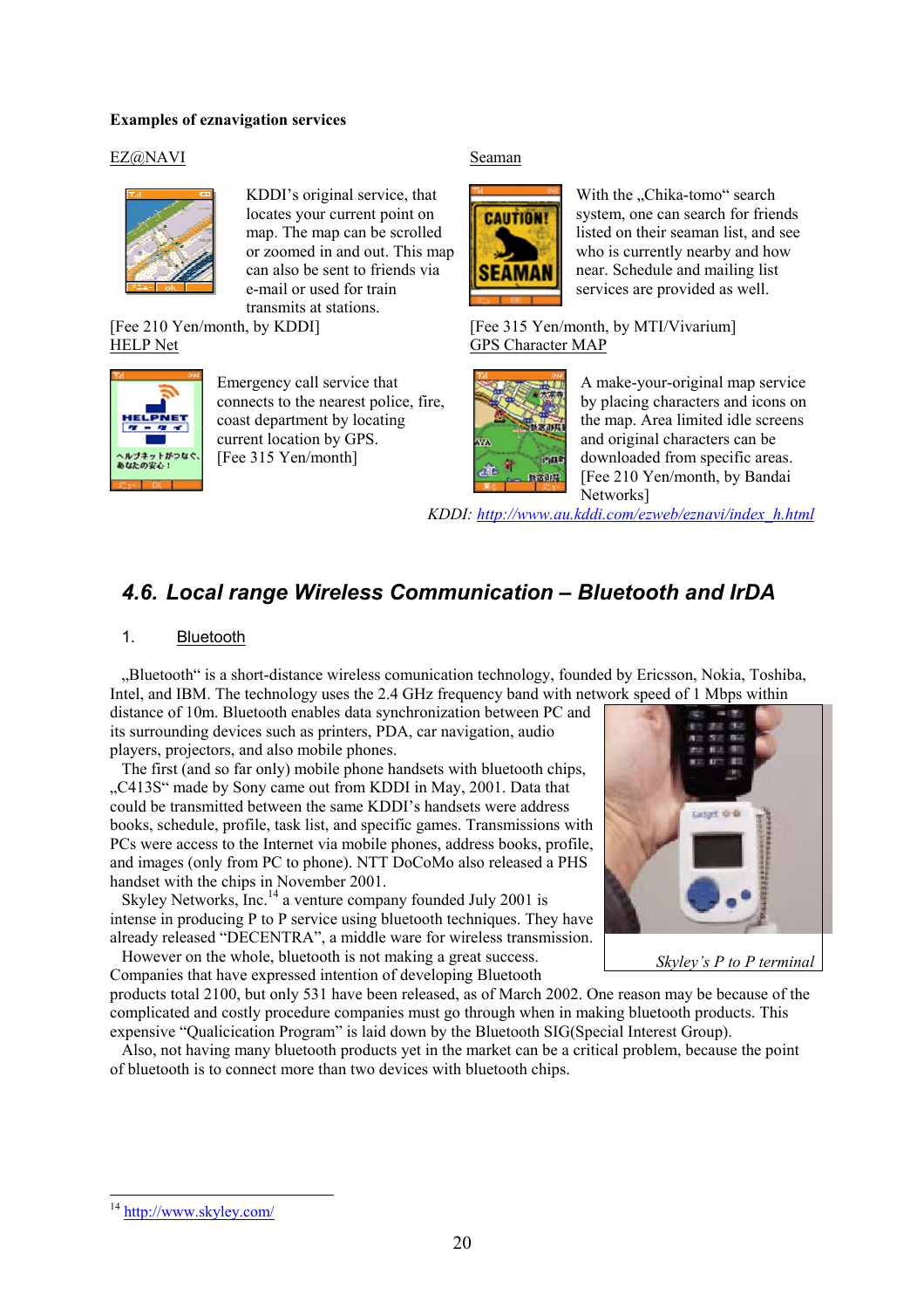**Examples of eznavigation services**

EZ@NAVI

KDDI's original service, that locates your current point on map. The map can be scrolled or zoomed in and out. This map can also be sent to friends via e-mail or used for train transmits at stations.

[Fee 210 Yen/month, by KDDI]

Seaman

With the „Chika-tomo" search system, one can search for friends listed on their seaman list, and see who is currently nearby and how near. Schedule and mailing list services are provided as well.

[Fee 315 Yen/month, by MTI/Vivarium]

HELP Net

Emergency call service that connects to the nearest police, fire, coast department by locating current location by GPS.
[Fee 315 Yen/month]

GPS Character MAP

A make-your-original map service by placing characters and icons on the map. Area limited idle screens and original characters can be downloaded from specific areas.
[Fee 210 Yen/month, by Bandai Networks]

*KDDI: http://www.au.kddi.com/ezweb/eznavi/index_h.html*

## 4.6. Local range Wireless Communication – Bluetooth and IrDA

1. Bluetooth

„Bluetooth" is a short-distance wireless comunication technology, founded by Ericsson, Nokia, Toshiba, Intel, and IBM. The technology uses the 2.4 GHz frequency band with network speed of 1 Mbps within distance of 10m. Bluetooth enables data synchronization between PC and its surrounding devices such as printers, PDA, car navigation, audio players, projectors, and also mobile phones.

The first (and so far only) mobile phone handsets with bluetooth chips, „C413S" made by Sony came out from KDDI in May, 2001. Data that could be transmitted between the same KDDI's handsets were address books, schedule, profile, task list, and specific games. Transmissions with PCs were access to the Internet via mobile phones, address books, profile, and images (only from PC to phone). NTT DoCoMo also released a PHS handset with the chips in November 2001.

Skyley Networks, Inc.[14] a venture company founded July 2001 is intense in producing P to P service using bluetooth techniques. They have already released "DECENTRA", a middle ware for wireless transmission.

*Skyley's P to P terminal*

However on the whole, bluetooth is not making a great success. Companies that have expressed intention of developing Bluetooth products total 2100, but only 531 have been released, as of March 2002. One reason may be because of the complicated and costly procedure companies must go through when in making bluetooth products. This expensive "Qualicication Program" is laid down by the Bluetooth SIG(Special Interest Group).

Also, not having many bluetooth products yet in the market can be a critical problem, because the point of bluetooth is to connect more than two devices with bluetooth chips.

[14] http://www.skyley.com/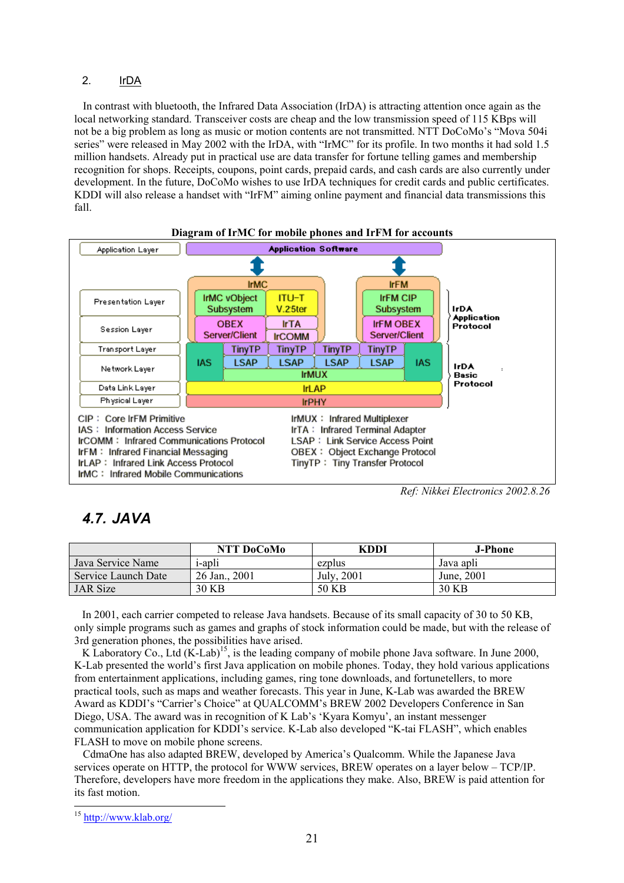## 2. IrDA

In contrast with bluetooth, the Infrared Data Association (IrDA) is attracting attention once again as the local networking standard. Transceiver costs are cheap and the low transmission speed of 115 KBps will not be a big problem as long as music or motion contents are not transmitted. NTT DoCoMo's "Mova 504i series" were released in May 2002 with the IrDA, with "IrMC" for its profile. In two months it had sold 1.5 million handsets. Already put in practical use are data transfer for fortune telling games and membership recognition for shops. Receipts, coupons, point cards, prepaid cards, and cash cards are also currently under development. In the future, DoCoMo wishes to use IrDA techniques for credit cards and public certificates. KDDI will also release a handset with "IrFM" aiming online payment and financial data transmissions this fall.

**Diagram of IrMC for mobile phones and IrFM for accounts**

| OSI Layer | IrMC | | | | IrFM | | | Protocol group |
|---|---|---|---|---|---|---|---|---|
| Application Layer | Application Software | | | | | | | |
| Presentation Layer | | IrMC vObject Subsystem | ITU-T V.25ter | | IrFM CIP Subsystem | | | IrDA Application Protocol |
| Session Layer | | OBEX Server/Client | IrTA | | IrFM OBEX Server/Client | | | IrDA Application Protocol |
| Transport Layer | IAS | TinyTP | TinyTP / IrCOMM | TinyTP | TinyTP | | IAS | IrDA Basic Protocol |
| Network Layer | IAS | LSAP | LSAP | LSAP | LSAP | | IAS | IrDA Basic Protocol |
| | | IrMUX | | | | | | IrDA Basic Protocol |
| Data Link Layer | IrLAP | | | | | | | IrDA Basic Protocol |
| Physical Layer | IrPHY | | | | | | | IrDA Basic Protocol |

CIP : Core IrFM Primitive
IAS : Information Access Service
IrCOMM : Infrared Communications Protocol
IrFM : Infrared Financial Messaging
IrLAP : Infrared Link Access Protocol
IrMC : Infrared Mobile Communications
IrMUX : Infrared Multiplexer
IrTA : Infrared Terminal Adapter
LSAP : Link Service Access Point
OBEX : Object Exchange Protocol
TinyTP : Tiny Transfer Protocol

*Ref: Nikkei Electronics 2002.8.26*

## 4.7. JAVA

| | NTT DoCoMo | KDDI | J-Phone |
|---|---|---|---|
| Java Service Name | i-apli | ezplus | Java apli |
| Service Launch Date | 26 Jan., 2001 | July, 2001 | June, 2001 |
| JAR Size | 30 KB | 50 KB | 30 KB |

In 2001, each carrier competed to release Java handsets. Because of its small capacity of 30 to 50 KB, only simple programs such as games and graphs of stock information could be made, but with the release of 3rd generation phones, the possibilities have arised.

K Laboratory Co., Ltd (K-Lab)[15], is the leading company of mobile phone Java software. In June 2000, K-Lab presented the world's first Java application on mobile phones. Today, they hold various applications from entertainment applications, including games, ring tone downloads, and fortunetellers, to more practical tools, such as maps and weather forecasts. This year in June, K-Lab was awarded the BREW Award as KDDI's "Carrier's Choice" at QUALCOMM's BREW 2002 Developers Conference in San Diego, USA. The award was in recognition of K Lab's 'Kyara Komyu', an instant messenger communication application for KDDI's service. K-Lab also developed "K-tai FLASH", which enables FLASH to move on mobile phone screens.

CdmaOne has also adapted BREW, developed by America's Qualcomm. While the Japanese Java services operate on HTTP, the protocol for WWW services, BREW operates on a layer below – TCP/IP. Therefore, developers have more freedom in the applications they make. Also, BREW is paid attention for its fast motion.

[15] http://www.klab.org/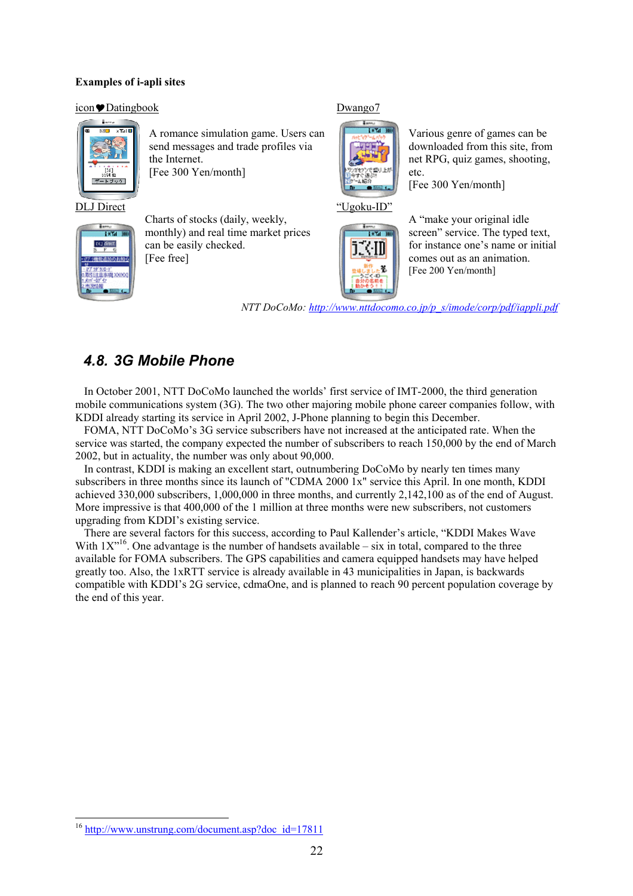**Examples of i-apli sites**

icon♥Datingbook

A romance simulation game. Users can send messages and trade profiles via the Internet.
[Fee 300 Yen/month]

Dwango7

Various genre of games can be downloaded from this site, from net RPG, quiz games, shooting, etc.
[Fee 300 Yen/month]

DLJ Direct

Charts of stocks (daily, weekly, monthly) and real time market prices can be easily checked.
[Fee free]

"Ugoku-ID"

A "make your original idle screen" service. The typed text, for instance one's name or initial comes out as an animation.
[Fee 200 Yen/month]

*NTT DoCoMo: http://www.nttdocomo.co.jp/p_s/imode/corp/pdf/iappli.pdf*

## 4.8. 3G Mobile Phone

In October 2001, NTT DoCoMo launched the worlds' first service of IMT-2000, the third generation mobile communications system (3G). The two other majoring mobile phone career companies follow, with KDDI already starting its service in April 2002, J-Phone planning to begin this December.

FOMA, NTT DoCoMo's 3G service subscribers have not increased at the anticipated rate. When the service was started, the company expected the number of subscribers to reach 150,000 by the end of March 2002, but in actuality, the number was only about 90,000.

In contrast, KDDI is making an excellent start, outnumbering DoCoMo by nearly ten times many subscribers in three months since its launch of "CDMA 2000 1x" service this April. In one month, KDDI achieved 330,000 subscribers, 1,000,000 in three months, and currently 2,142,100 as of the end of August. More impressive is that 400,000 of the 1 million at three months were new subscribers, not customers upgrading from KDDI's existing service.

There are several factors for this success, according to Paul Kallender's article, "KDDI Makes Wave With 1X"[16]. One advantage is the number of handsets available – six in total, compared to the three available for FOMA subscribers. The GPS capabilities and camera equipped handsets may have helped greatly too. Also, the 1xRTT service is already available in 43 municipalities in Japan, is backwards compatible with KDDI's 2G service, cdmaOne, and is planned to reach 90 percent population coverage by the end of this year.

[16] http://www.unstrung.com/document.asp?doc_id=17811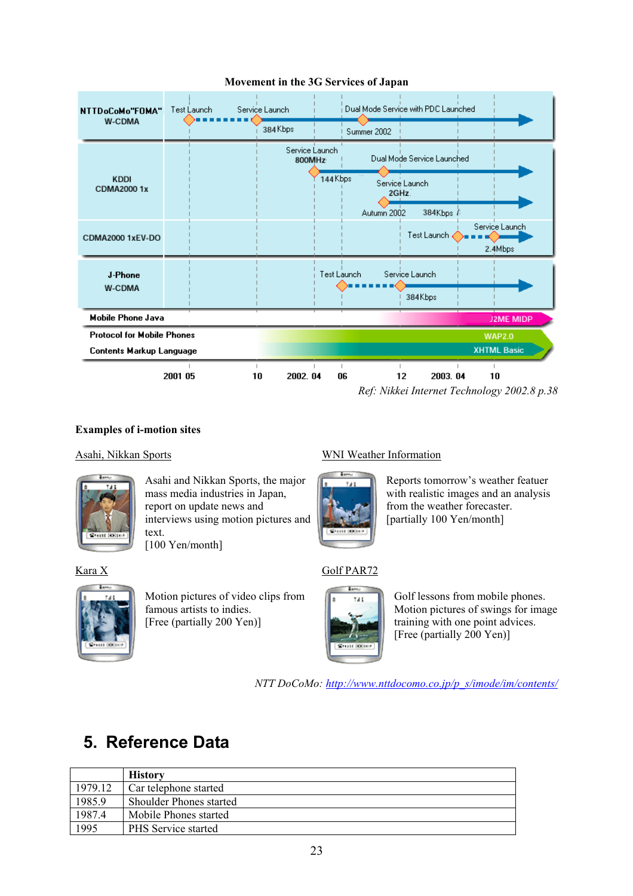**Movement in the 3G Services of Japan**

| | | | | | | | |
|---|---|---|---|---|---|---|---|
| NTTDoCoMo"FOMA" W-CDMA | Test Launch | Service Launch 384Kbps | | Dual Mode Service with PDC Launched Summer 2002 | | | |
| KDDI CDMA2000 1x | | | Service Launch 800MHz 144Kbps | Dual Mode Service Launched | Service Launch 2GHz Autumn 2002 384Kbps | | |
| CDMA2000 1xEV-DO | | | | | Test Launch | Service Launch 2.4Mbps | |
| J-Phone W-CDMA | | | | Test Launch | Service Launch 384Kbps | | |
| Mobile Phone Java | | | | | | J2ME MIDP | |
| Protocol for Mobile Phones | | | | | | WAP2.0 | |
| Contents Markup Language | | | | | | XHTML Basic | |
| | 2001 05 | 10 | 2002. 04 | 06 | 12 | 2003. 04 | 10 |

*Ref: Nikkei Internet Technology 2002.8 p.38*

**Examples of i-motion sites**

Asahi, Nikkan Sports

Asahi and Nikkan Sports, the major mass media industries in Japan, report on update news and interviews using motion pictures and text.
[100 Yen/month]

WNI Weather Information

Reports tomorrow's weather featuer with realistic images and an analysis from the weather forecaster.
[partially 100 Yen/month]

Kara X

Motion pictures of video clips from famous artists to indies.
[Free (partially 200 Yen)]

Golf PAR72

Golf lessons from mobile phones. Motion pictures of swings for image training with one point advices.
[Free (partially 200 Yen)]

*NTT DoCoMo: http://www.nttdocomo.co.jp/p_s/imode/im/contents/*

# 5. Reference Data

| | History |
|---|---|
| 1979.12 | Car telephone started |
| 1985.9 | Shoulder Phones started |
| 1987.4 | Mobile Phones started |
| 1995 | PHS Service started |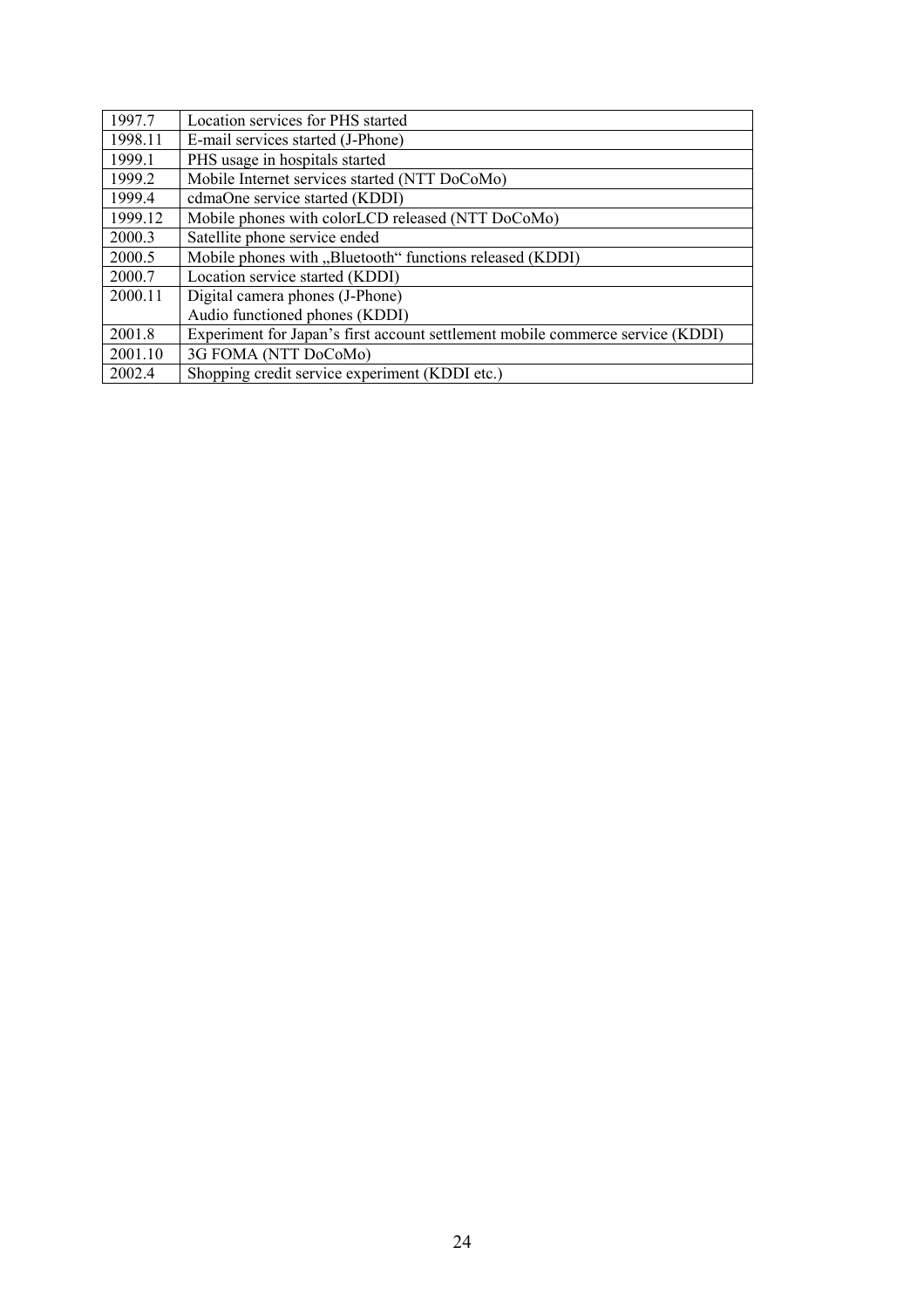| | |
|---|---|
| 1997.7 | Location services for PHS started |
| 1998.11 | E-mail services started (J-Phone) |
| 1999.1 | PHS usage in hospitals started |
| 1999.2 | Mobile Internet services started (NTT DoCoMo) |
| 1999.4 | cdmaOne service started (KDDI) |
| 1999.12 | Mobile phones with colorLCD released (NTT DoCoMo) |
| 2000.3 | Satellite phone service ended |
| 2000.5 | Mobile phones with „Bluetooth" functions released (KDDI) |
| 2000.7 | Location service started (KDDI) |
| 2000.11 | Digital camera phones (J-Phone)<br>Audio functioned phones (KDDI) |
| 2001.8 | Experiment for Japan's first account settlement mobile commerce service (KDDI) |
| 2001.10 | 3G FOMA (NTT DoCoMo) |
| 2002.4 | Shopping credit service experiment (KDDI etc.) |